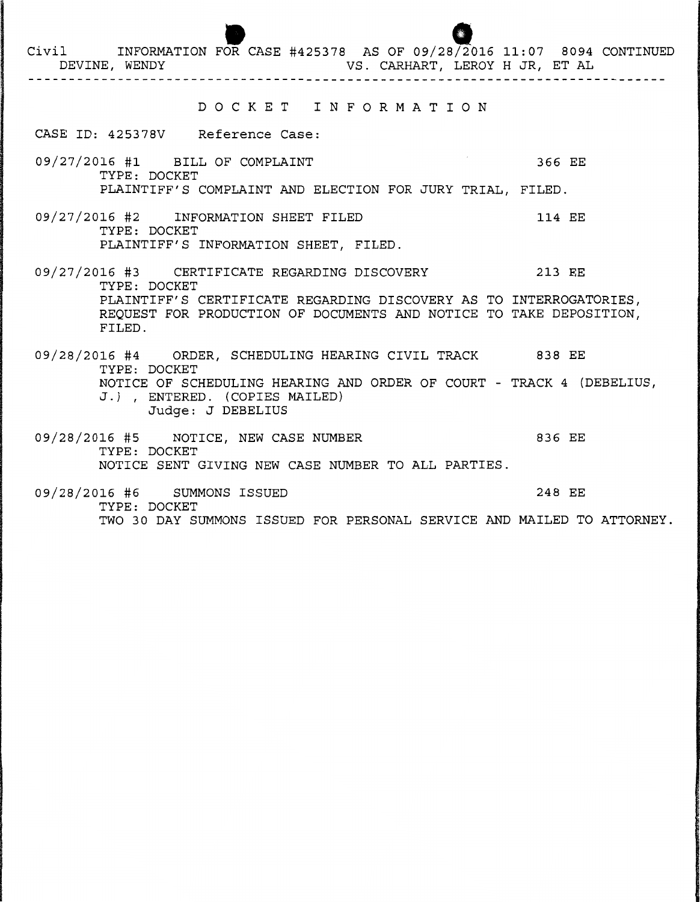Civil INFORMATION FOR CASE #425378 AS OF 09/28/2016 11:07 8094 CONTINUED
DEVINE, WENDY VS. CARHART, LEROY H JR, ET AL

---

# D O C K E T   I N F O R M A T I O N

CASE ID: 425378V Reference Case:

09/27/2016 #1 BILL OF COMPLAINT 366 EE
TYPE: DOCKET
PLAINTIFF'S COMPLAINT AND ELECTION FOR JURY TRIAL, FILED.

09/27/2016 #2 INFORMATION SHEET FILED 114 EE
TYPE: DOCKET
PLAINTIFF'S INFORMATION SHEET, FILED.

09/27/2016 #3 CERTIFICATE REGARDING DISCOVERY 213 EE
TYPE: DOCKET
PLAINTIFF'S CERTIFICATE REGARDING DISCOVERY AS TO INTERROGATORIES, REQUEST FOR PRODUCTION OF DOCUMENTS AND NOTICE TO TAKE DEPOSITION, FILED.

09/28/2016 #4 ORDER, SCHEDULING HEARING CIVIL TRACK 838 EE
TYPE: DOCKET
NOTICE OF SCHEDULING HEARING AND ORDER OF COURT - TRACK 4 (DEBELIUS, J.) , ENTERED. (COPIES MAILED)
Judge: J DEBELIUS

09/28/2016 #5 NOTICE, NEW CASE NUMBER 836 EE
TYPE: DOCKET
NOTICE SENT GIVING NEW CASE NUMBER TO ALL PARTIES.

09/28/2016 #6 SUMMONS ISSUED 248 EE
TYPE: DOCKET
TWO 30 DAY SUMMONS ISSUED FOR PERSONAL SERVICE AND MAILED TO ATTORNEY.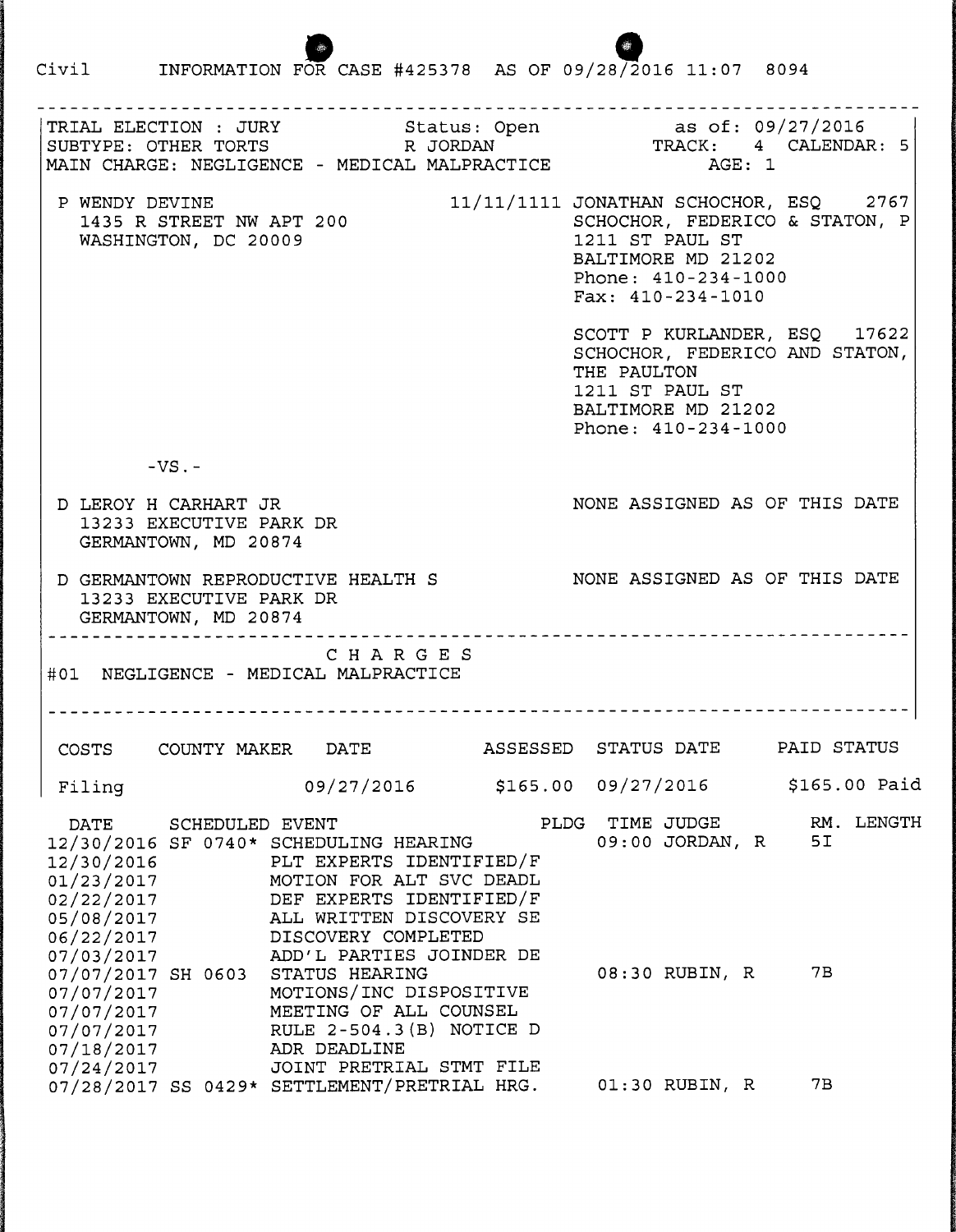Civil INFORMATION FOR CASE #425378 AS OF 09/28/2016 11:07 8094

---

TRIAL ELECTION : JURY  Status: Open  as of: 09/27/2016
SUBTYPE: OTHER TORTS  R JORDAN  TRACK: 4 CALENDAR: 5
MAIN CHARGE: NEGLIGENCE - MEDICAL MALPRACTICE  AGE: 1

P WENDY DEVINE
1435 R STREET NW APT 200
WASHINGTON, DC 20009

11/11/1111 JONATHAN SCHOCHOR, ESQ 2767
SCHOCHOR, FEDERICO & STATON, P
1211 ST PAUL ST
BALTIMORE MD 21202
Phone: 410-234-1000
Fax: 410-234-1010

SCOTT P KURLANDER, ESQ 17622
SCHOCHOR, FEDERICO AND STATON,
THE PAULTON
1211 ST PAUL ST
BALTIMORE MD 21202
Phone: 410-234-1000

-VS.-

D LEROY H CARHART JR
13233 EXECUTIVE PARK DR
GERMANTOWN, MD 20874

NONE ASSIGNED AS OF THIS DATE

D GERMANTOWN REPRODUCTIVE HEALTH S
13233 EXECUTIVE PARK DR
GERMANTOWN, MD 20874

NONE ASSIGNED AS OF THIS DATE

---

C H A R G E S

#01 NEGLIGENCE - MEDICAL MALPRACTICE

---

| COSTS | COUNTY MAKER | DATE | ASSESSED | STATUS DATE | PAID STATUS |
|---|---|---|---|---|---|
| Filing | | 09/27/2016 | $165.00 | 09/27/2016 | $165.00 Paid |

| DATE | SCHEDULED EVENT | | PLDG | TIME | JUDGE | RM. | LENGTH |
|---|---|---|---|---|---|---|---|
| 12/30/2016 | SF 0740* | SCHEDULING HEARING | | 09:00 | JORDAN, R | 5I | |
| 12/30/2016 | | PLT EXPERTS IDENTIFIED/F | | | | | |
| 01/23/2017 | | MOTION FOR ALT SVC DEADL | | | | | |
| 02/22/2017 | | DEF EXPERTS IDENTIFIED/F | | | | | |
| 05/08/2017 | | ALL WRITTEN DISCOVERY SE | | | | | |
| 06/22/2017 | | DISCOVERY COMPLETED | | | | | |
| 07/03/2017 | | ADD'L PARTIES JOINDER DE | | | | | |
| 07/07/2017 | SH 0603 | STATUS HEARING | | 08:30 | RUBIN, R | 7B | |
| 07/07/2017 | | MOTIONS/INC DISPOSITIVE | | | | | |
| 07/07/2017 | | MEETING OF ALL COUNSEL | | | | | |
| 07/07/2017 | | RULE 2-504.3(B) NOTICE D | | | | | |
| 07/18/2017 | | ADR DEADLINE | | | | | |
| 07/24/2017 | | JOINT PRETRIAL STMT FILE | | | | | |
| 07/28/2017 | SS 0429* | SETTLEMENT/PRETRIAL HRG. | | 01:30 | RUBIN, R | 7B | |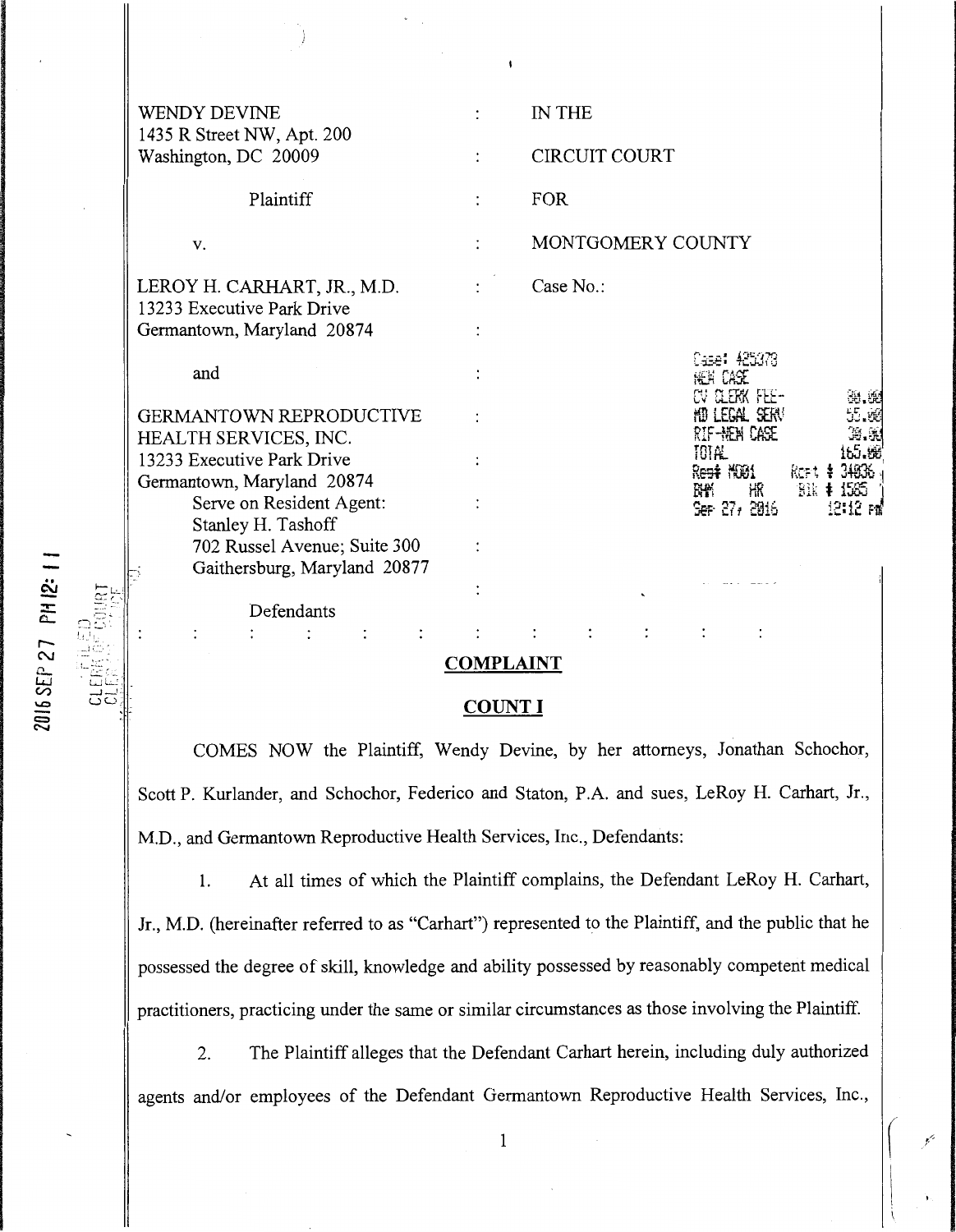| | | |
|---|---|---|
| WENDY DEVINE<br>1435 R Street NW, Apt. 200<br>Washington, DC 20009 | : | IN THE |
| | : | CIRCUIT COURT |
| Plaintiff | : | FOR |
| v. | : | MONTGOMERY COUNTY |
| LEROY H. CARHART, JR., M.D.<br>13233 Executive Park Drive<br>Germantown, Maryland 20874 | : | Case No.: |
| and | : | |
| GERMANTOWN REPRODUCTIVE HEALTH SERVICES, INC.<br>13233 Executive Park Drive<br>Germantown, Maryland 20874<br>Serve on Resident Agent:<br>Stanley H. Tashoff<br>702 Russel Avenue; Suite 300<br>Gaithersburg, Maryland 20877 | : | |
| Defendants | : | |

Case: 425373
NEW CASE
CV CLERK FEE- 80.00
MD LEGAL SERV 55.00
RIF-NEW CASE 30.00
TOTAL 165.00
Reg# M001 Rcpt # 34936
BHM HR Blk # 1565
Sep 27, 2016 12:12 PM

2016 SEP 27 PM 12: 11
FILED
CLERK OF COURT

## COMPLAINT

## COUNT I

COMES NOW the Plaintiff, Wendy Devine, by her attorneys, Jonathan Schochor, Scott P. Kurlander, and Schochor, Federico and Staton, P.A. and sues, LeRoy H. Carhart, Jr., M.D., and Germantown Reproductive Health Services, Inc., Defendants:

1. At all times of which the Plaintiff complains, the Defendant LeRoy H. Carhart, Jr., M.D. (hereinafter referred to as "Carhart") represented to the Plaintiff, and the public that he possessed the degree of skill, knowledge and ability possessed by reasonably competent medical practitioners, practicing under the same or similar circumstances as those involving the Plaintiff.

2. The Plaintiff alleges that the Defendant Carhart herein, including duly authorized agents and/or employees of the Defendant Germantown Reproductive Health Services, Inc.,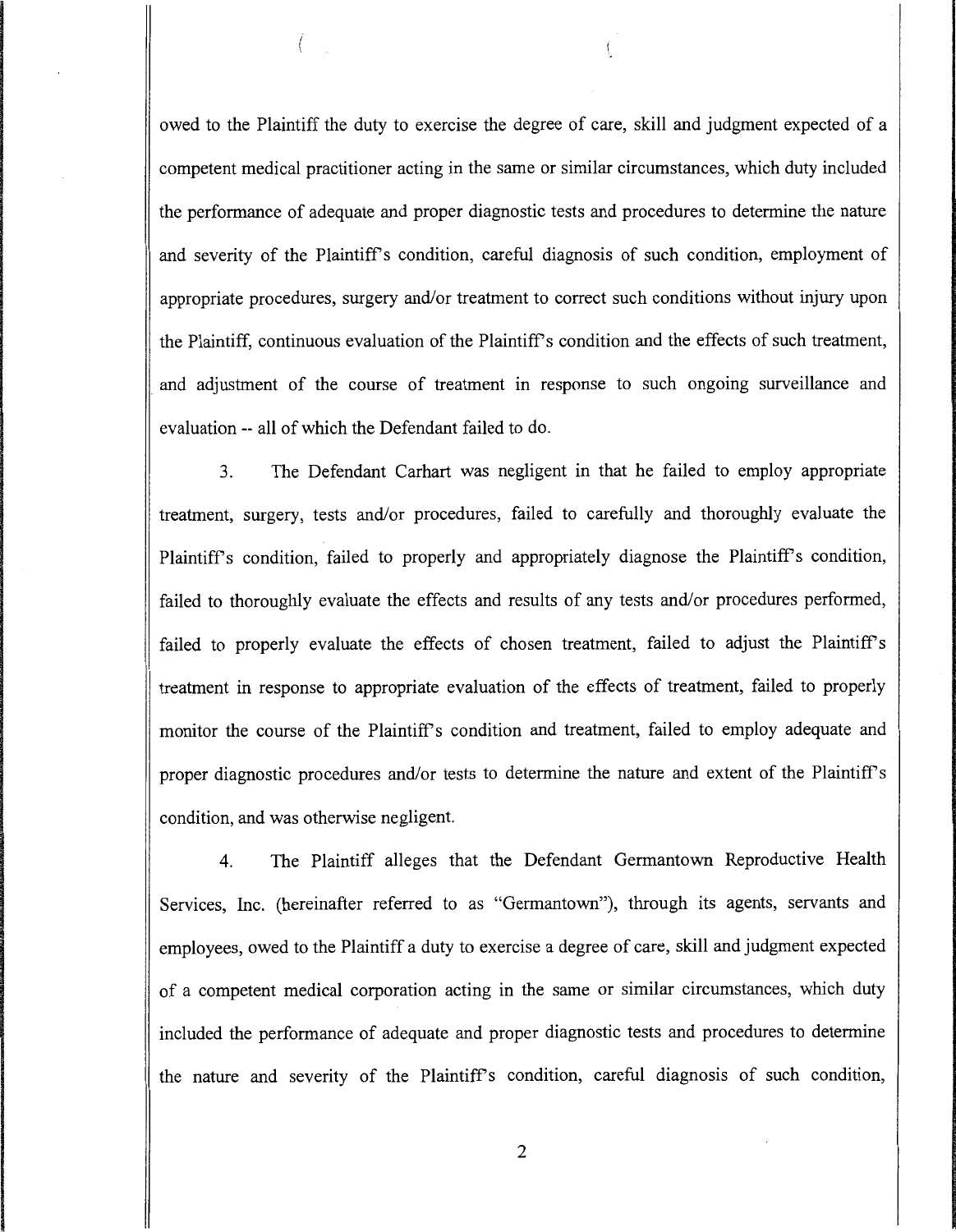owed to the Plaintiff the duty to exercise the degree of care, skill and judgment expected of a competent medical practitioner acting in the same or similar circumstances, which duty included the performance of adequate and proper diagnostic tests and procedures to determine the nature and severity of the Plaintiff's condition, careful diagnosis of such condition, employment of appropriate procedures, surgery and/or treatment to correct such conditions without injury upon the Plaintiff, continuous evaluation of the Plaintiff's condition and the effects of such treatment, and adjustment of the course of treatment in response to such ongoing surveillance and evaluation -- all of which the Defendant failed to do.

3. The Defendant Carhart was negligent in that he failed to employ appropriate treatment, surgery, tests and/or procedures, failed to carefully and thoroughly evaluate the Plaintiff's condition, failed to properly and appropriately diagnose the Plaintiff's condition, failed to thoroughly evaluate the effects and results of any tests and/or procedures performed, failed to properly evaluate the effects of chosen treatment, failed to adjust the Plaintiff's treatment in response to appropriate evaluation of the effects of treatment, failed to properly monitor the course of the Plaintiff's condition and treatment, failed to employ adequate and proper diagnostic procedures and/or tests to determine the nature and extent of the Plaintiff's condition, and was otherwise negligent.

4. The Plaintiff alleges that the Defendant Germantown Reproductive Health Services, Inc. (hereinafter referred to as "Germantown"), through its agents, servants and employees, owed to the Plaintiff a duty to exercise a degree of care, skill and judgment expected of a competent medical corporation acting in the same or similar circumstances, which duty included the performance of adequate and proper diagnostic tests and procedures to determine the nature and severity of the Plaintiff's condition, careful diagnosis of such condition,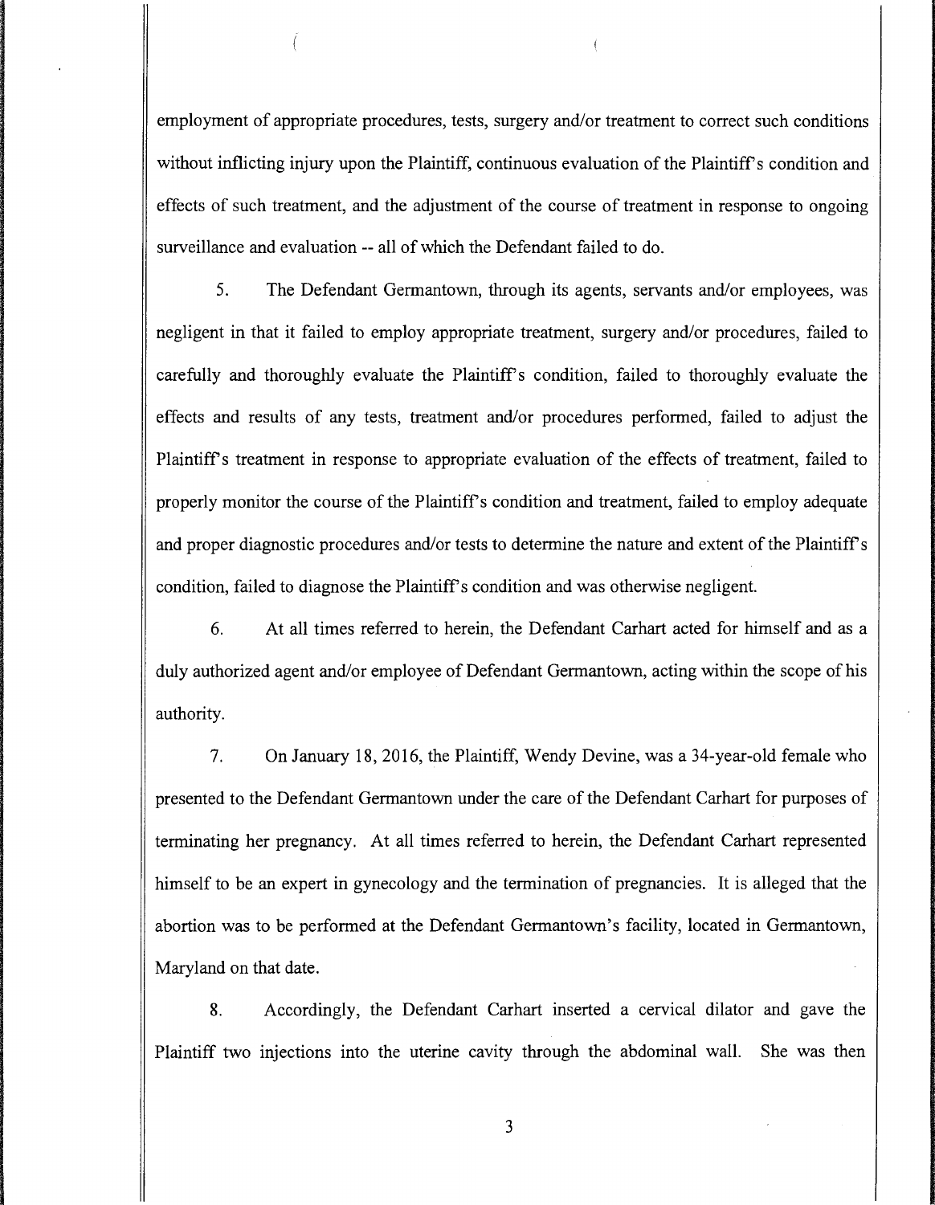employment of appropriate procedures, tests, surgery and/or treatment to correct such conditions without inflicting injury upon the Plaintiff, continuous evaluation of the Plaintiff's condition and effects of such treatment, and the adjustment of the course of treatment in response to ongoing surveillance and evaluation -- all of which the Defendant failed to do.

5. The Defendant Germantown, through its agents, servants and/or employees, was negligent in that it failed to employ appropriate treatment, surgery and/or procedures, failed to carefully and thoroughly evaluate the Plaintiff's condition, failed to thoroughly evaluate the effects and results of any tests, treatment and/or procedures performed, failed to adjust the Plaintiff's treatment in response to appropriate evaluation of the effects of treatment, failed to properly monitor the course of the Plaintiff's condition and treatment, failed to employ adequate and proper diagnostic procedures and/or tests to determine the nature and extent of the Plaintiff's condition, failed to diagnose the Plaintiff's condition and was otherwise negligent.

6. At all times referred to herein, the Defendant Carhart acted for himself and as a duly authorized agent and/or employee of Defendant Germantown, acting within the scope of his authority.

7. On January 18, 2016, the Plaintiff, Wendy Devine, was a 34-year-old female who presented to the Defendant Germantown under the care of the Defendant Carhart for purposes of terminating her pregnancy. At all times referred to herein, the Defendant Carhart represented himself to be an expert in gynecology and the termination of pregnancies. It is alleged that the abortion was to be performed at the Defendant Germantown's facility, located in Germantown, Maryland on that date.

8. Accordingly, the Defendant Carhart inserted a cervical dilator and gave the Plaintiff two injections into the uterine cavity through the abdominal wall. She was then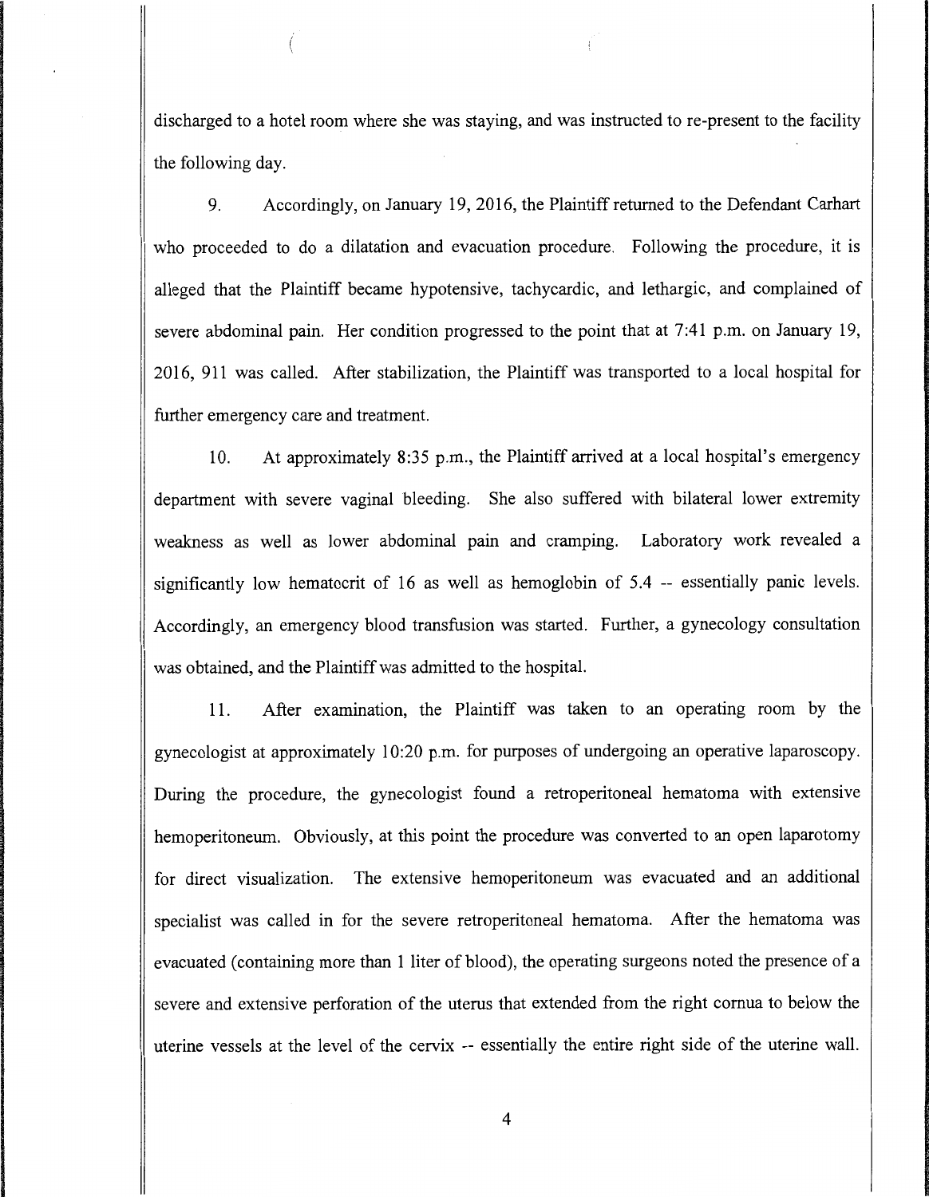discharged to a hotel room where she was staying, and was instructed to re-present to the facility the following day.

9. Accordingly, on January 19, 2016, the Plaintiff returned to the Defendant Carhart who proceeded to do a dilatation and evacuation procedure. Following the procedure, it is alleged that the Plaintiff became hypotensive, tachycardic, and lethargic, and complained of severe abdominal pain. Her condition progressed to the point that at 7:41 p.m. on January 19, 2016, 911 was called. After stabilization, the Plaintiff was transported to a local hospital for further emergency care and treatment.

10. At approximately 8:35 p.m., the Plaintiff arrived at a local hospital's emergency department with severe vaginal bleeding. She also suffered with bilateral lower extremity weakness as well as lower abdominal pain and cramping. Laboratory work revealed a significantly low hematocrit of 16 as well as hemoglobin of 5.4 -- essentially panic levels. Accordingly, an emergency blood transfusion was started. Further, a gynecology consultation was obtained, and the Plaintiff was admitted to the hospital.

11. After examination, the Plaintiff was taken to an operating room by the gynecologist at approximately 10:20 p.m. for purposes of undergoing an operative laparoscopy. During the procedure, the gynecologist found a retroperitoneal hematoma with extensive hemoperitoneum. Obviously, at this point the procedure was converted to an open laparotomy for direct visualization. The extensive hemoperitoneum was evacuated and an additional specialist was called in for the severe retroperitoneal hematoma. After the hematoma was evacuated (containing more than 1 liter of blood), the operating surgeons noted the presence of a severe and extensive perforation of the uterus that extended from the right cornua to below the uterine vessels at the level of the cervix -- essentially the entire right side of the uterine wall.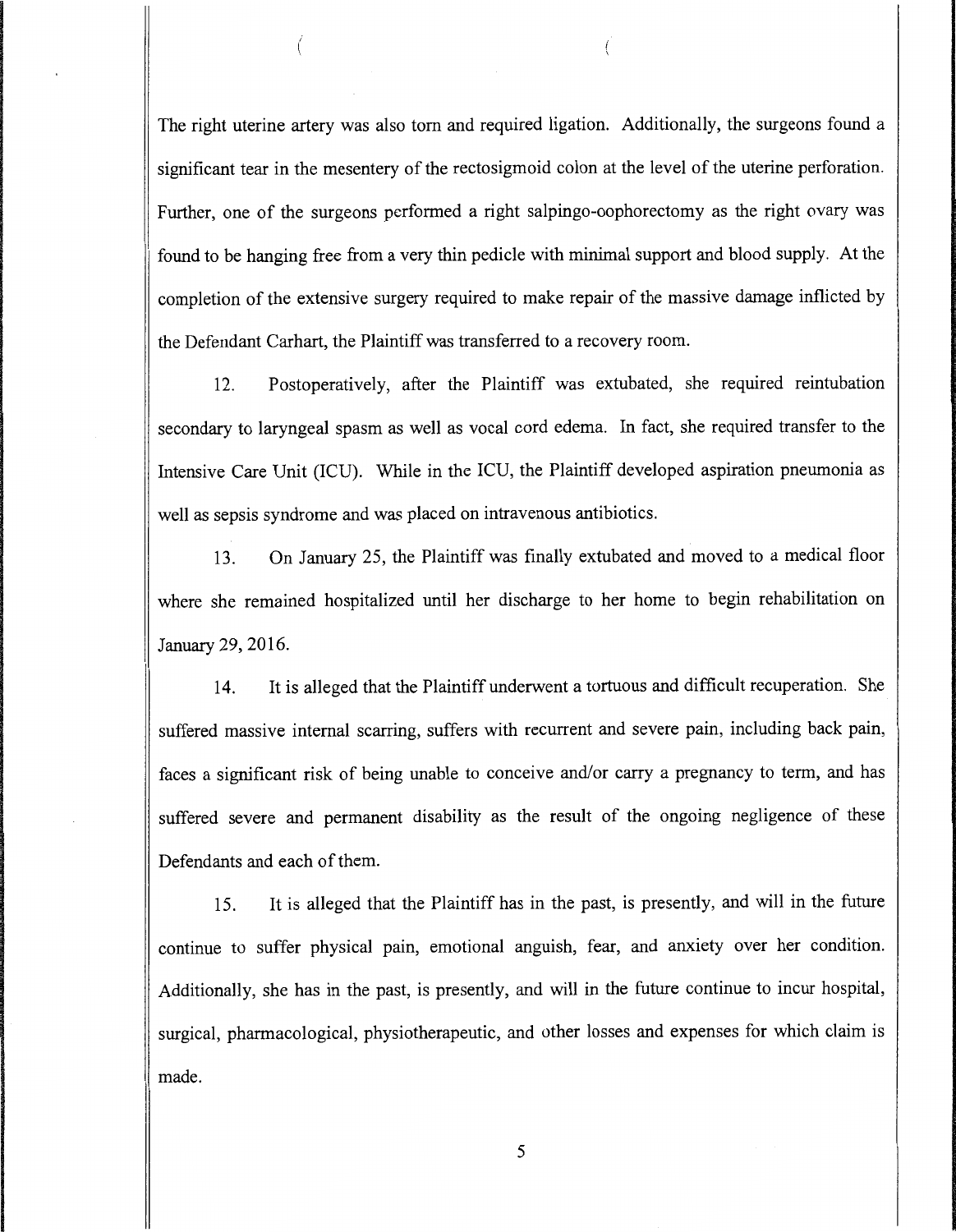The right uterine artery was also torn and required ligation. Additionally, the surgeons found a significant tear in the mesentery of the rectosigmoid colon at the level of the uterine perforation. Further, one of the surgeons performed a right salpingo-oophorectomy as the right ovary was found to be hanging free from a very thin pedicle with minimal support and blood supply. At the completion of the extensive surgery required to make repair of the massive damage inflicted by the Defendant Carhart, the Plaintiff was transferred to a recovery room.

12. Postoperatively, after the Plaintiff was extubated, she required reintubation secondary to laryngeal spasm as well as vocal cord edema. In fact, she required transfer to the Intensive Care Unit (ICU). While in the ICU, the Plaintiff developed aspiration pneumonia as well as sepsis syndrome and was placed on intravenous antibiotics.

13. On January 25, the Plaintiff was finally extubated and moved to a medical floor where she remained hospitalized until her discharge to her home to begin rehabilitation on January 29, 2016.

14. It is alleged that the Plaintiff underwent a tortuous and difficult recuperation. She suffered massive internal scarring, suffers with recurrent and severe pain, including back pain, faces a significant risk of being unable to conceive and/or carry a pregnancy to term, and has suffered severe and permanent disability as the result of the ongoing negligence of these Defendants and each of them.

15. It is alleged that the Plaintiff has in the past, is presently, and will in the future continue to suffer physical pain, emotional anguish, fear, and anxiety over her condition. Additionally, she has in the past, is presently, and will in the future continue to incur hospital, surgical, pharmacological, physiotherapeutic, and other losses and expenses for which claim is made.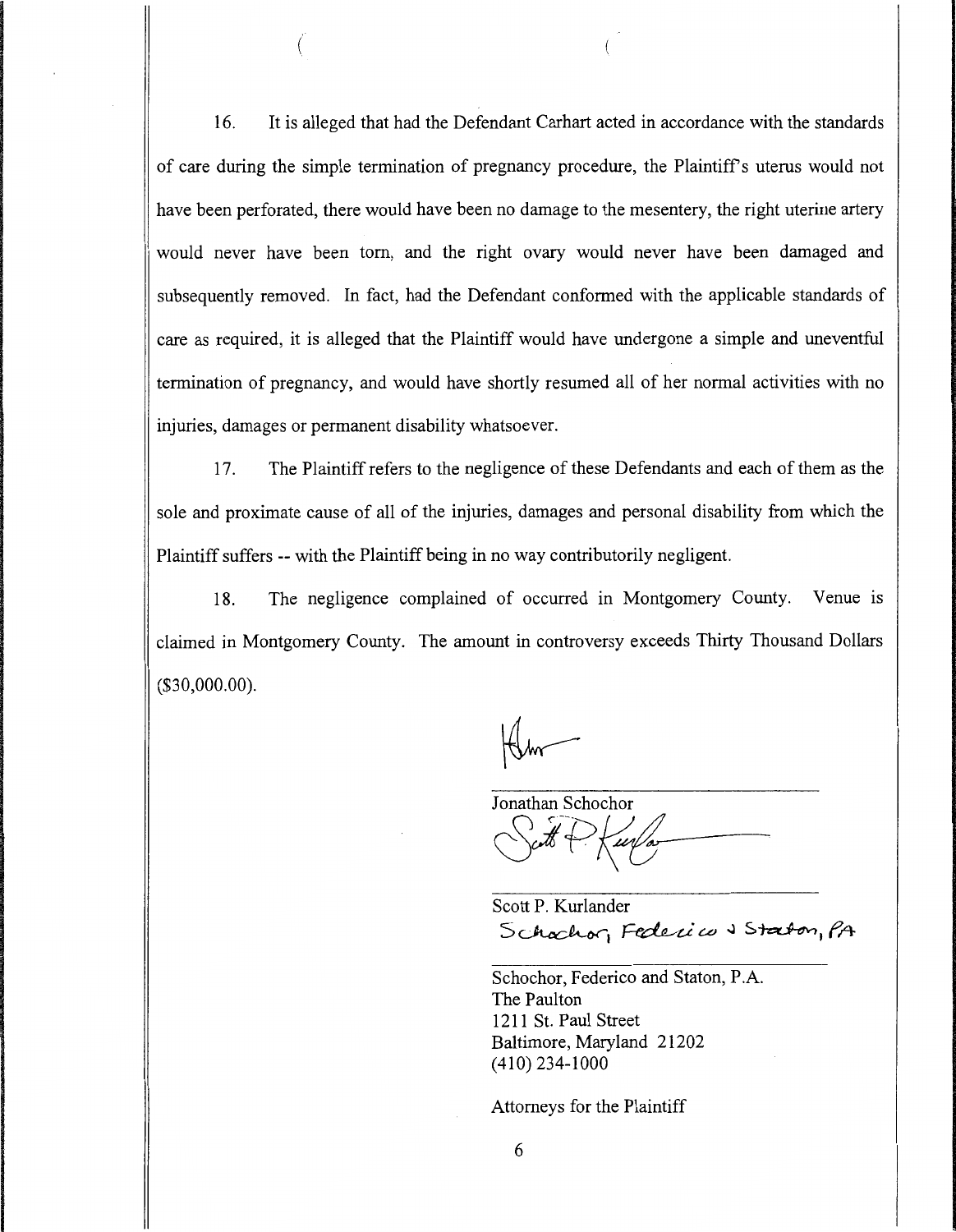16. It is alleged that had the Defendant Carhart acted in accordance with the standards of care during the simple termination of pregnancy procedure, the Plaintiff's uterus would not have been perforated, there would have been no damage to the mesentery, the right uterine artery would never have been torn, and the right ovary would never have been damaged and subsequently removed. In fact, had the Defendant conformed with the applicable standards of care as required, it is alleged that the Plaintiff would have undergone a simple and uneventful termination of pregnancy, and would have shortly resumed all of her normal activities with no injuries, damages or permanent disability whatsoever.

17. The Plaintiff refers to the negligence of these Defendants and each of them as the sole and proximate cause of all of the injuries, damages and personal disability from which the Plaintiff suffers -- with the Plaintiff being in no way contributorily negligent.

18. The negligence complained of occurred in Montgomery County. Venue is claimed in Montgomery County. The amount in controversy exceeds Thirty Thousand Dollars ($30,000.00).

Jonathan Schochor

Scott P. Kurlander

Schochor, Federico and Staton, PA

Schochor, Federico and Staton, P.A.
The Paulton
1211 St. Paul Street
Baltimore, Maryland 21202
(410) 234-1000

Attorneys for the Plaintiff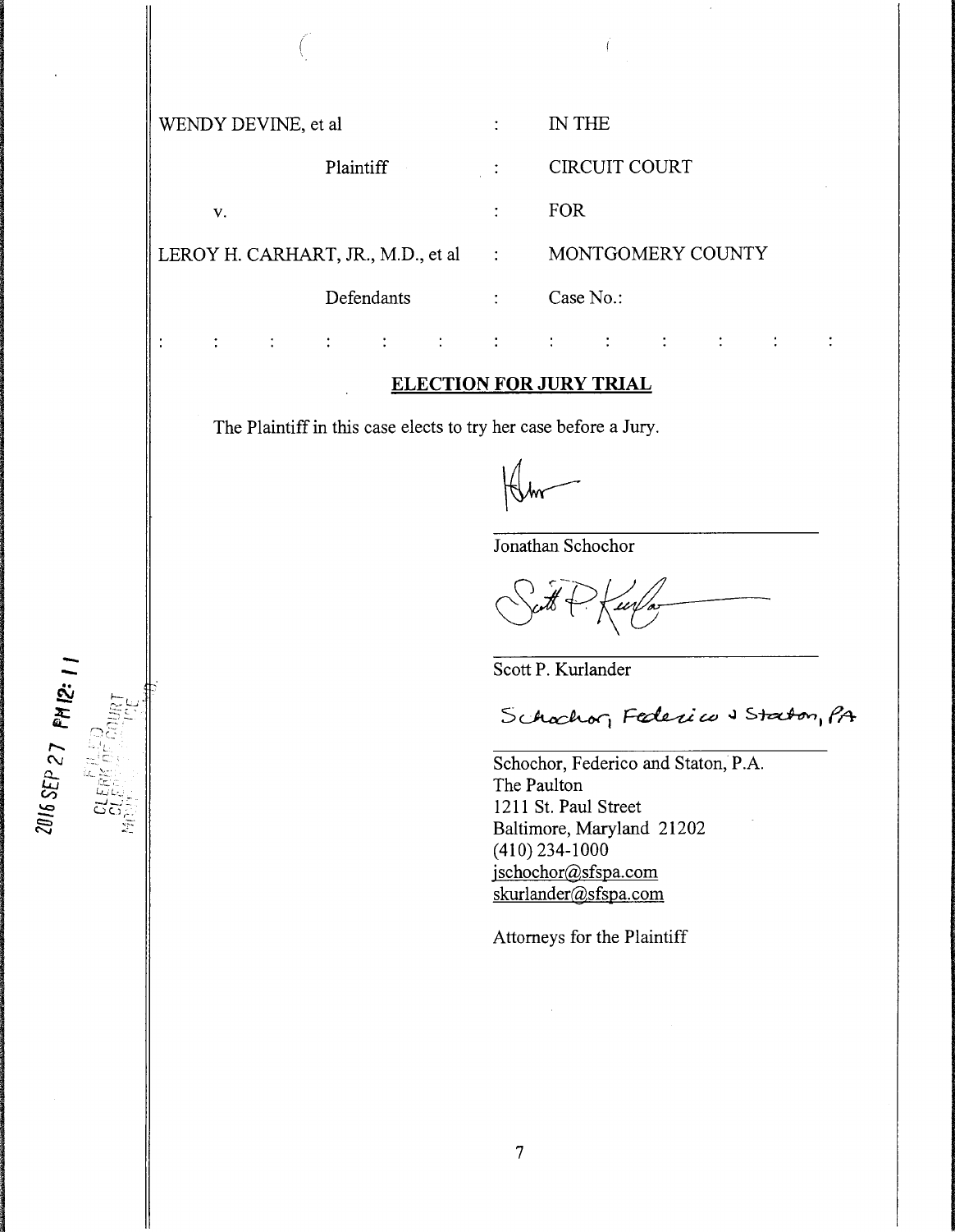| | | |
|---|---|---|
| WENDY DEVINE, et al | : | IN THE |
| Plaintiff | : | CIRCUIT COURT |
| v. | : | FOR |
| LEROY H. CARHART, JR., M.D., et al | : | MONTGOMERY COUNTY |
| Defendants | : | Case No.: |

: : : : : : : : : : : : : : :

## ELECTION FOR JURY TRIAL

The Plaintiff in this case elects to try her case before a Jury.

Jonathan Schochor

Scott P. Kurlander

Schochor, Federico & Staton, PA

Schochor, Federico and Staton, P.A.
The Paulton
1211 St. Paul Street
Baltimore, Maryland 21202
(410) 234-1000
jschochor@sfspa.com
skurlander@sfspa.com

Attorneys for the Plaintiff

2016 SEP 27 PM 12: 11
FILED
CLERK OF CIRCUIT COURT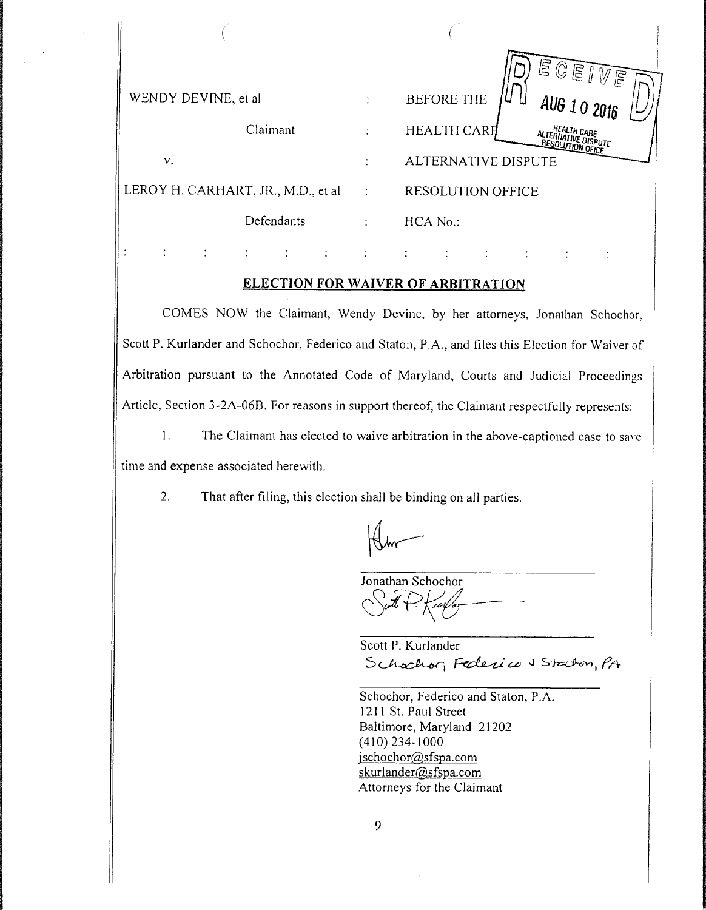| | | |
|---|---|---|
| WENDY DEVINE, et al | : | BEFORE THE |
| Claimant | : | HEALTH CARE |
| v. | : | ALTERNATIVE DISPUTE |
| LEROY H. CARHART, JR., M.D., et al | : | RESOLUTION OFFICE |
| Defendants | : | HCA No.: |

RECEIVED AUG 10 2016 HEALTH CARE ALTERNATIVE DISPUTE RESOLUTION OFICE

## ELECTION FOR WAIVER OF ARBITRATION

COMES NOW the Claimant, Wendy Devine, by her attorneys, Jonathan Schochor, Scott P. Kurlander and Schochor, Federico and Staton, P.A., and files this Election for Waiver of Arbitration pursuant to the Annotated Code of Maryland, Courts and Judicial Proceedings Article, Section 3-2A-06B. For reasons in support thereof, the Claimant respectfully represents:

1. The Claimant has elected to waive arbitration in the above-captioned case to save time and expense associated herewith.

2. That after filing, this election shall be binding on all parties.

Jonathan Schochor

Scott P. Kurlander

Schochor, Federico & Staton, PA

Schochor, Federico and Staton, P.A.
1211 St. Paul Street
Baltimore, Maryland 21202
(410) 234-1000
jschochor@sfspa.com
skurlander@sfspa.com
Attorneys for the Claimant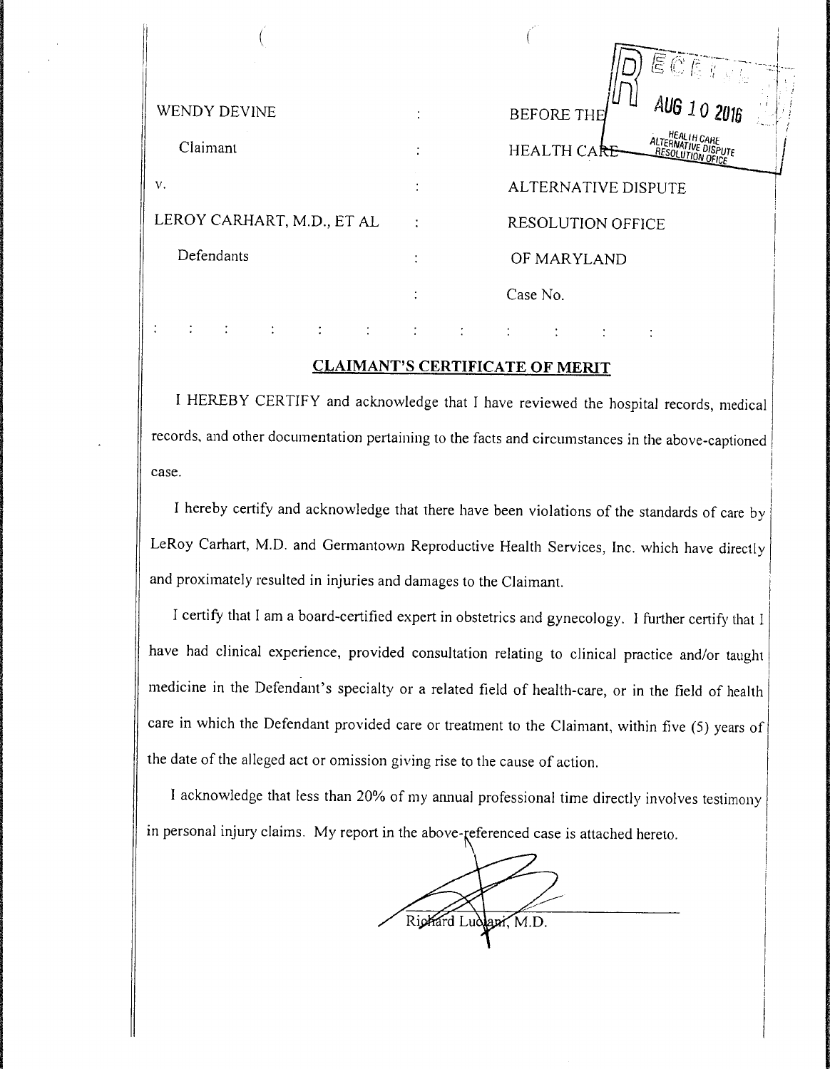| | | |
|---|---|---|
| WENDY DEVINE | : | BEFORE THE |
| Claimant | : | HEALTH CARE |
| v. | : | ALTERNATIVE DISPUTE |
| LEROY CARHART, M.D., ET AL | : | RESOLUTION OFFICE |
| Defendants | : | OF MARYLAND |
| | : | Case No. |

RECEIVED
AUG 10 2016
HEALTH CARE ALTERNATIVE DISPUTE RESOLUTION OFFICE

## CLAIMANT'S CERTIFICATE OF MERIT

I HEREBY CERTIFY and acknowledge that I have reviewed the hospital records, medical records, and other documentation pertaining to the facts and circumstances in the above-captioned case.

I hereby certify and acknowledge that there have been violations of the standards of care by LeRoy Carhart, M.D. and Germantown Reproductive Health Services, Inc. which have directly and proximately resulted in injuries and damages to the Claimant.

I certify that I am a board-certified expert in obstetrics and gynecology. I further certify that I have had clinical experience, provided consultation relating to clinical practice and/or taught medicine in the Defendant's specialty or a related field of health-care, or in the field of health care in which the Defendant provided care or treatment to the Claimant, within five (5) years of the date of the alleged act or omission giving rise to the cause of action.

I acknowledge that less than 20% of my annual professional time directly involves testimony in personal injury claims. My report in the above-referenced case is attached hereto.

Richard Luciani, M.D.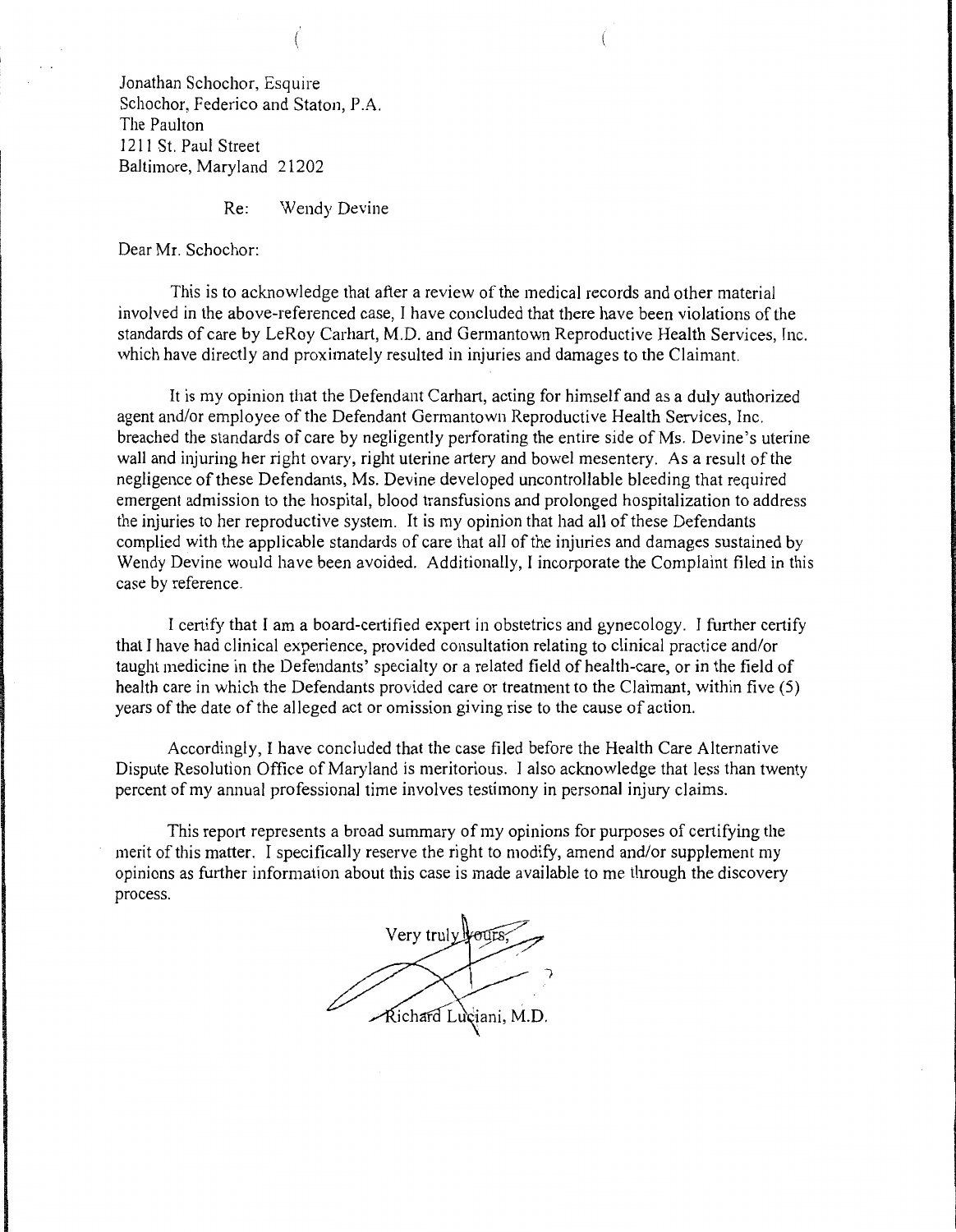Jonathan Schochor, Esquire
Schochor, Federico and Staton, P.A.
The Paulton
1211 St. Paul Street
Baltimore, Maryland 21202

Re: Wendy Devine

Dear Mr. Schochor:

This is to acknowledge that after a review of the medical records and other material involved in the above-referenced case, I have concluded that there have been violations of the standards of care by LeRoy Carhart, M.D. and Germantown Reproductive Health Services, Inc. which have directly and proximately resulted in injuries and damages to the Claimant.

It is my opinion that the Defendant Carhart, acting for himself and as a duly authorized agent and/or employee of the Defendant Germantown Reproductive Health Services, Inc. breached the standards of care by negligently perforating the entire side of Ms. Devine's uterine wall and injuring her right ovary, right uterine artery and bowel mesentery. As a result of the negligence of these Defendants, Ms. Devine developed uncontrollable bleeding that required emergent admission to the hospital, blood transfusions and prolonged hospitalization to address the injuries to her reproductive system. It is my opinion that had all of these Defendants complied with the applicable standards of care that all of the injuries and damages sustained by Wendy Devine would have been avoided. Additionally, I incorporate the Complaint filed in this case by reference.

I certify that I am a board-certified expert in obstetrics and gynecology. I further certify that I have had clinical experience, provided consultation relating to clinical practice and/or taught medicine in the Defendants' specialty or a related field of health-care, or in the field of health care in which the Defendants provided care or treatment to the Claimant, within five (5) years of the date of the alleged act or omission giving rise to the cause of action.

Accordingly, I have concluded that the case filed before the Health Care Alternative Dispute Resolution Office of Maryland is meritorious. I also acknowledge that less than twenty percent of my annual professional time involves testimony in personal injury claims.

This report represents a broad summary of my opinions for purposes of certifying the merit of this matter. I specifically reserve the right to modify, amend and/or supplement my opinions as further information about this case is made available to me through the discovery process.

Very truly yours,

Richard Luciani, M.D.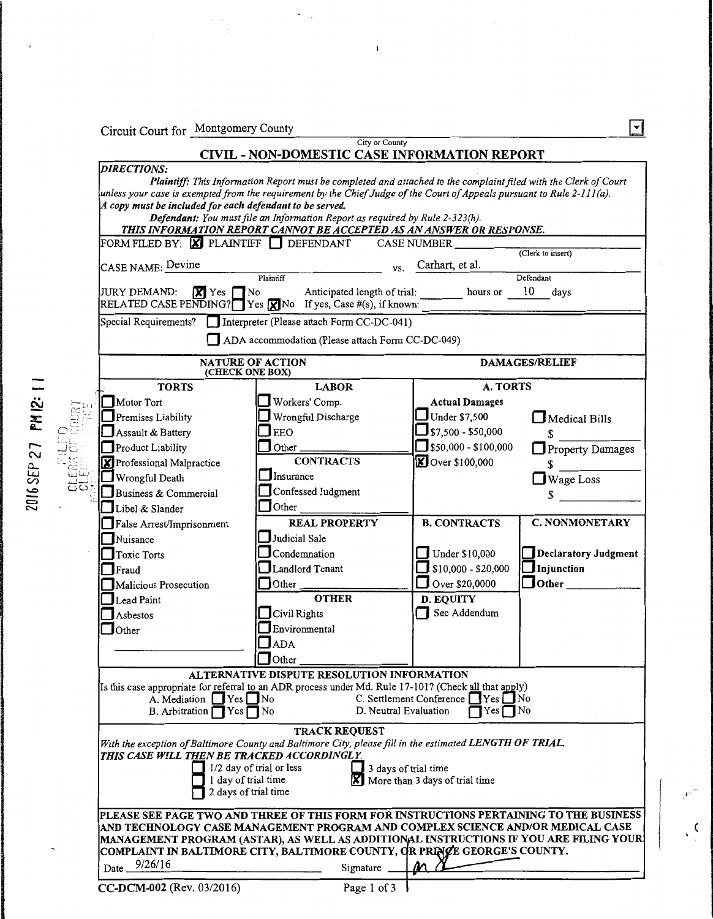Circuit Court for Montgomery County
City or County

# CIVIL - NON-DOMESTIC CASE INFORMATION REPORT

***DIRECTIONS:***

*Plaintiff: This Information Report must be completed and attached to the complaint filed with the Clerk of Court unless your case is exempted from the requirement by the Chief Judge of the Court of Appeals pursuant to Rule 2-111(a).*
***A copy must be included for each defendant to be served.***

*Defendant: You must file an Information Report as required by Rule 2-323(h).*

***THIS INFORMATION REPORT CANNOT BE ACCEPTED AS AN ANSWER OR RESPONSE.***

FORM FILED BY: [X] PLAINTIFF [ ] DEFENDANT CASE NUMBER ______ (Clerk to insert)

CASE NAME: Devine (Plaintiff) vs. Carhart, et al. (Defendant)

JURY DEMAND: [X] Yes [ ] No Anticipated length of trial: ______ hours or 10 days

RELATED CASE PENDING? [ ] Yes [X] No If yes, Case #(s), if known: ______

Special Requirements? [ ] Interpreter (Please attach Form CC-DC-041)
[ ] ADA accommodation (Please attach Form CC-DC-049)

| NATURE OF ACTION (CHECK ONE BOX) | | DAMAGES/RELIEF | |
|---|---|---|---|
| **TORTS** | **LABOR** | **A. TORTS** | |
| [ ] Motor Tort | [ ] Workers' Comp. | **Actual Damages** | |
| [ ] Premises Liability | [ ] Wrongful Discharge | [ ] Under $7,500 | [ ] Medical Bills $ ______ |
| [ ] Assault & Battery | [ ] EEO | [ ] $7,500 - $50,000 | |
| [ ] Product Liability | [ ] Other ______ | [ ] $50,000 - $100,000 | [ ] Property Damages $ ______ |
| [X] Professional Malpractice | **CONTRACTS** | [X] Over $100,000 | |
| [ ] Wrongful Death | [ ] Insurance | | [ ] Wage Loss $ ______ |
| [ ] Business & Commercial | [ ] Confessed Judgment | | |
| [ ] Libel & Slander | [ ] Other ______ | | |
| [ ] False Arrest/Imprisonment | **REAL PROPERTY** | **B. CONTRACTS** | **C. NONMONETARY** |
| [ ] Nuisance | [ ] Judicial Sale | | |
| [ ] Toxic Torts | [ ] Condemnation | [ ] Under $10,000 | [ ] Declaratory Judgment |
| [ ] Fraud | [ ] Landlord Tenant | [ ] $10,000 - $20,000 | [ ] Injunction |
| [ ] Malicious Prosecution | [ ] Other ______ | [ ] Over $20,0000 | [ ] Other ______ |
| [ ] Lead Paint | **OTHER** | **D. EQUITY** | |
| [ ] Asbestos | [ ] Civil Rights | [ ] See Addendum | |
| [ ] Other ______ | [ ] Environmental | | |
| | [ ] ADA | | |
| | [ ] Other ______ | | |

## ALTERNATIVE DISPUTE RESOLUTION INFORMATION

Is this case appropriate for referral to an ADR process under Md. Rule 17-101? (Check all that apply)

A. Mediation [ ] Yes [ ] No
B. Arbitration [ ] Yes [ ] No
C. Settlement Conference [ ] Yes [ ] No
D. Neutral Evaluation [ ] Yes [ ] No

## TRACK REQUEST

*With the exception of Baltimore County and Baltimore City, please fill in the estimated* ***LENGTH OF TRIAL.***
***THIS CASE WILL THEN BE TRACKED ACCORDINGLY.***

[ ] 1/2 day of trial or less
[ ] 1 day of trial time
[ ] 2 days of trial time
[ ] 3 days of trial time
[X] More than 3 days of trial time

**PLEASE SEE PAGE TWO AND THREE OF THIS FORM FOR INSTRUCTIONS PERTAINING TO THE BUSINESS AND TECHNOLOGY CASE MANAGEMENT PROGRAM AND COMPLEX SCIENCE AND/OR MEDICAL CASE MANAGEMENT PROGRAM (ASTAR), AS WELL AS ADDITIONAL INSTRUCTIONS IF YOU ARE FILING YOUR COMPLAINT IN BALTIMORE CITY, BALTIMORE COUNTY, OR PRINCE GEORGE'S COUNTY.**

Date 9/26/16 Signature ______

CC-DCM-002 (Rev. 03/2016)

2016 SEP 27 PM 12: 11 FILED CLERK OF COURT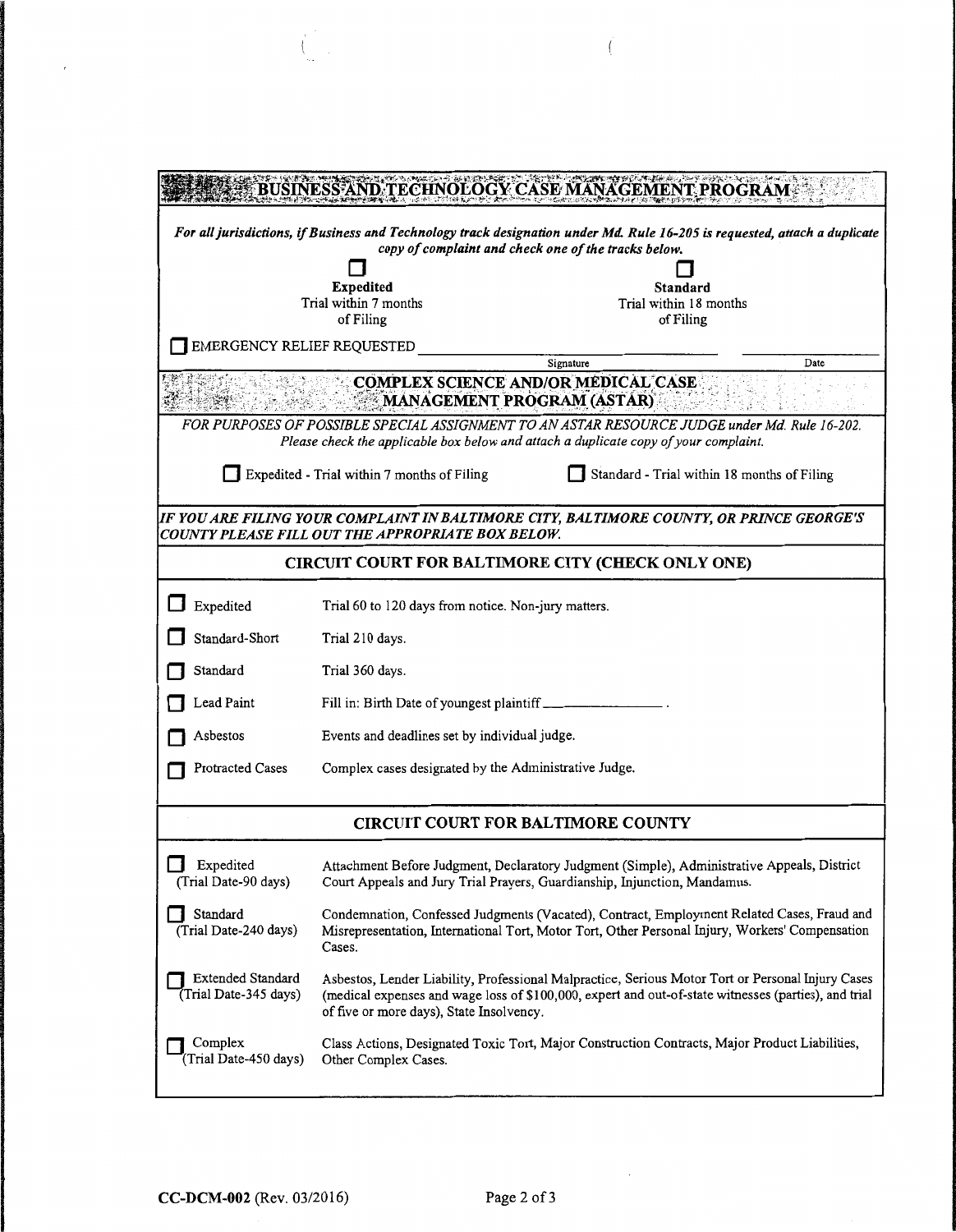## BUSINESS AND TECHNOLOGY CASE MANAGEMENT PROGRAM

*For all jurisdictions, if Business and Technology track designation under Md. Rule 16-205 is requested, attach a duplicate copy of complaint and check one of the tracks below.*

☐ **Expedited**
Trial within 7 months of Filing

☐ **Standard**
Trial within 18 months of Filing

☐ EMERGENCY RELIEF REQUESTED ____________________ Signature ____________ Date

## COMPLEX SCIENCE AND/OR MEDICAL CASE MANAGEMENT PROGRAM (ASTAR)

*FOR PURPOSES OF POSSIBLE SPECIAL ASSIGNMENT TO AN ASTAR RESOURCE JUDGE under Md. Rule 16-202. Please check the applicable box below and attach a duplicate copy of your complaint.*

☐ Expedited - Trial within 7 months of Filing

☐ Standard - Trial within 18 months of Filing

*IF YOU ARE FILING YOUR COMPLAINT IN BALTIMORE CITY, BALTIMORE COUNTY, OR PRINCE GEORGE'S COUNTY PLEASE FILL OUT THE APPROPRIATE BOX BELOW.*

### CIRCUIT COURT FOR BALTIMORE CITY (CHECK ONLY ONE)

| | |
|---|---|
| ☐ Expedited | Trial 60 to 120 days from notice. Non-jury matters. |
| ☐ Standard-Short | Trial 210 days. |
| ☐ Standard | Trial 360 days. |
| ☐ Lead Paint | Fill in: Birth Date of youngest plaintiff ______________. |
| ☐ Asbestos | Events and deadlines set by individual judge. |
| ☐ Protracted Cases | Complex cases designated by the Administrative Judge. |

### CIRCUIT COURT FOR BALTIMORE COUNTY

| | |
|---|---|
| ☐ Expedited (Trial Date-90 days) | Attachment Before Judgment, Declaratory Judgment (Simple), Administrative Appeals, District Court Appeals and Jury Trial Prayers, Guardianship, Injunction, Mandamus. |
| ☐ Standard (Trial Date-240 days) | Condemnation, Confessed Judgments (Vacated), Contract, Employment Related Cases, Fraud and Misrepresentation, International Tort, Motor Tort, Other Personal Injury, Workers' Compensation Cases. |
| ☐ Extended Standard (Trial Date-345 days) | Asbestos, Lender Liability, Professional Malpractice, Serious Motor Tort or Personal Injury Cases (medical expenses and wage loss of $100,000, expert and out-of-state witnesses (parties), and trial of five or more days), State Insolvency. |
| ☐ Complex (Trial Date-450 days) | Class Actions, Designated Toxic Tort, Major Construction Contracts, Major Product Liabilities, Other Complex Cases. |

CC-DCM-002 (Rev. 03/2016)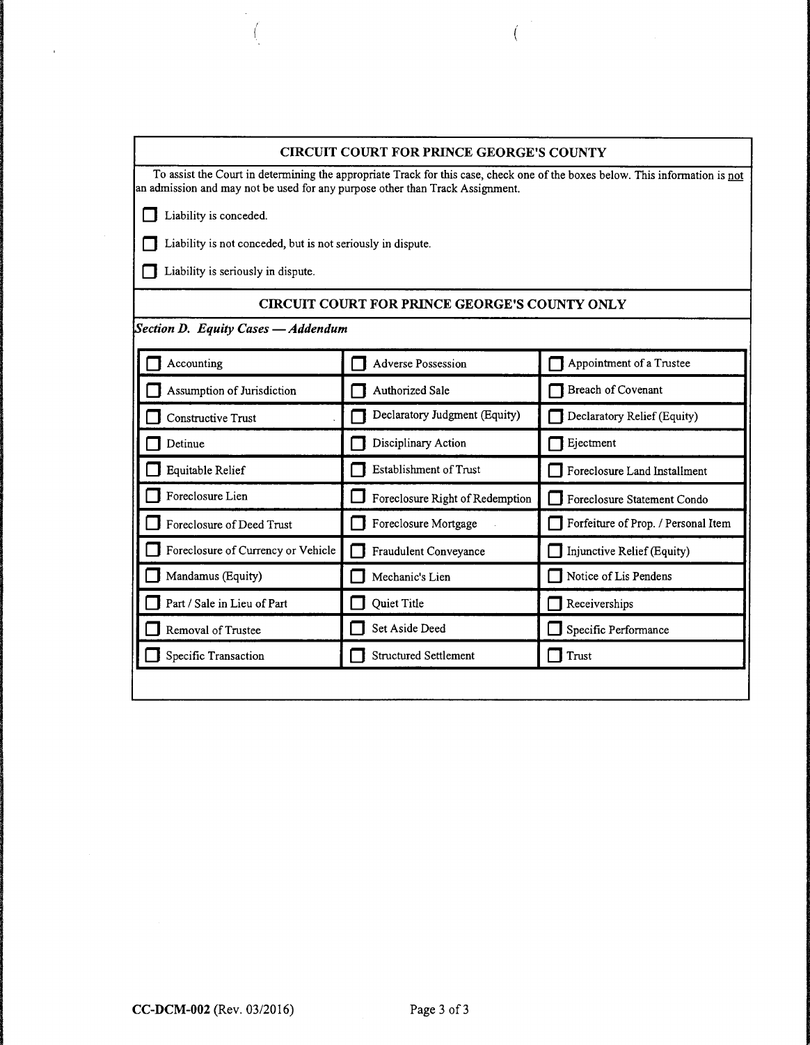## CIRCUIT COURT FOR PRINCE GEORGE'S COUNTY

To assist the Court in determining the appropriate Track for this case, check one of the boxes below. This information is not an admission and may not be used for any purpose other than Track Assignment.

- ☐ Liability is conceded.
- ☐ Liability is not conceded, but is not seriously in dispute.
- ☐ Liability is seriously in dispute.

## CIRCUIT COURT FOR PRINCE GEORGE'S COUNTY ONLY

***Section D. Equity Cases — Addendum***

| | | |
|---|---|---|
| ☐ Accounting | ☐ Adverse Possession | ☐ Appointment of a Trustee |
| ☐ Assumption of Jurisdiction | ☐ Authorized Sale | ☐ Breach of Covenant |
| ☐ Constructive Trust | ☐ Declaratory Judgment (Equity) | ☐ Declaratory Relief (Equity) |
| ☐ Detinue | ☐ Disciplinary Action | ☐ Ejectment |
| ☐ Equitable Relief | ☐ Establishment of Trust | ☐ Foreclosure Land Installment |
| ☐ Foreclosure Lien | ☐ Foreclosure Right of Redemption | ☐ Foreclosure Statement Condo |
| ☐ Foreclosure of Deed Trust | ☐ Foreclosure Mortgage | ☐ Forfeiture of Prop. / Personal Item |
| ☐ Foreclosure of Currency or Vehicle | ☐ Fraudulent Conveyance | ☐ Injunctive Relief (Equity) |
| ☐ Mandamus (Equity) | ☐ Mechanic's Lien | ☐ Notice of Lis Pendens |
| ☐ Part / Sale in Lieu of Part | ☐ Quiet Title | ☐ Receiverships |
| ☐ Removal of Trustee | ☐ Set Aside Deed | ☐ Specific Performance |
| ☐ Specific Transaction | ☐ Structured Settlement | ☐ Trust |

**CC-DCM-002** (Rev. 03/2016)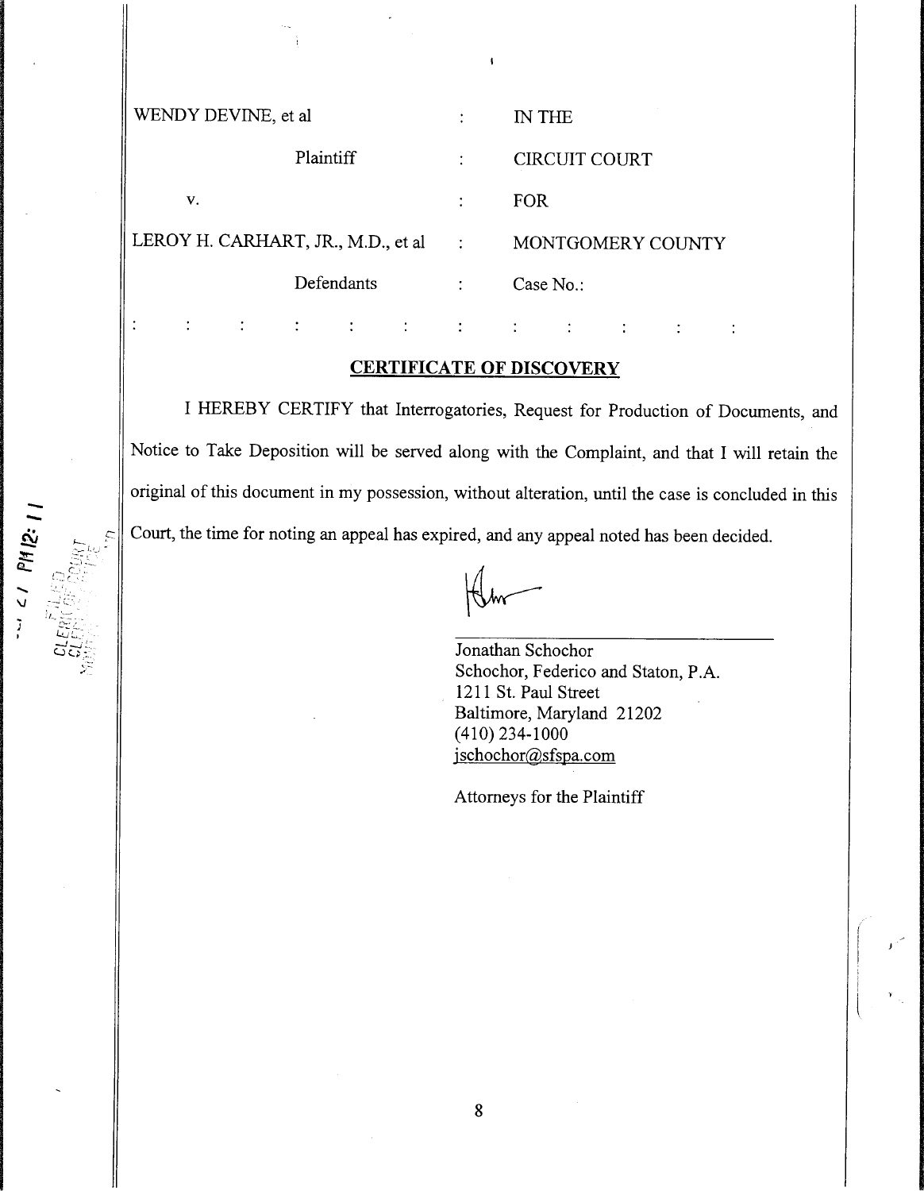| WENDY DEVINE, et al | : | IN THE |
|---|---|---|
| Plaintiff | : | CIRCUIT COURT |
| v. | : | FOR |
| LEROY H. CARHART, JR., M.D., et al | : | MONTGOMERY COUNTY |
| Defendants | : | Case No.: |

: : : : : : : : : : : :

## CERTIFICATE OF DISCOVERY

I HEREBY CERTIFY that Interrogatories, Request for Production of Documents, and Notice to Take Deposition will be served along with the Complaint, and that I will retain the original of this document in my possession, without alteration, until the case is concluded in this Court, the time for noting an appeal has expired, and any appeal noted has been decided.

Jonathan Schochor
Schochor, Federico and Staton, P.A.
1211 St. Paul Street
Baltimore, Maryland 21202
(410) 234-1000
jschochor@sfspa.com

Attorneys for the Plaintiff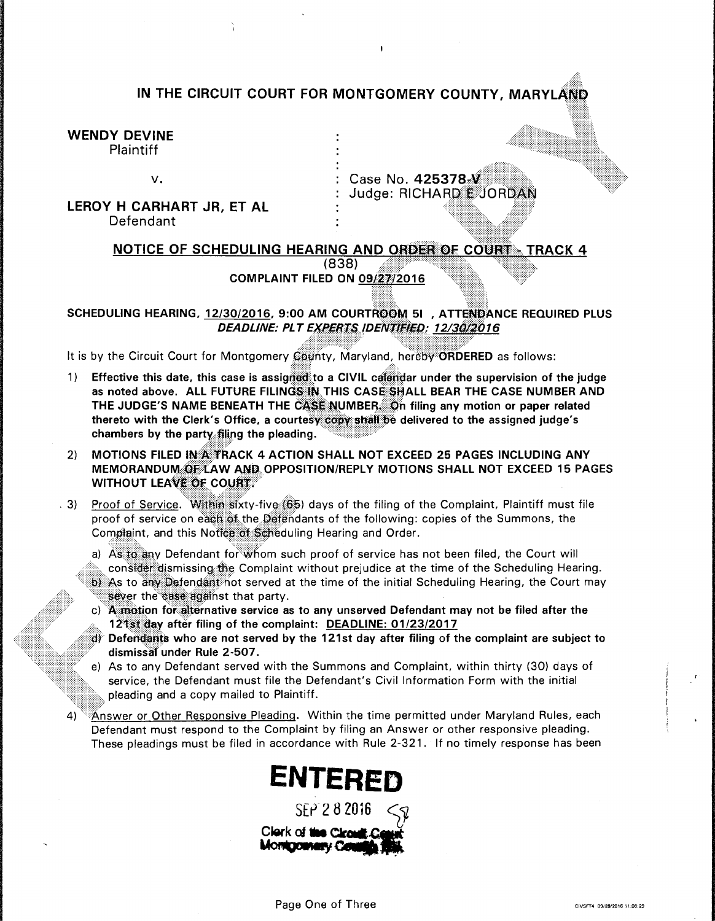# IN THE CIRCUIT COURT FOR MONTGOMERY COUNTY, MARYLAND

**WENDY DEVINE**
Plaintiff

v.

**LEROY H CARHART JR, ET AL**
Defendant

Case No. **425378-V**
Judge: RICHARD E JORDAN

## NOTICE OF SCHEDULING HEARING AND ORDER OF COURT - TRACK 4

(838)

**COMPLAINT FILED ON 09/27/2016**

**SCHEDULING HEARING, 12/30/2016, 9:00 AM COURTROOM 5I , ATTENDANCE REQUIRED PLUS**
***DEADLINE: PLT EXPERTS IDENTIFIED: 12/30/2016***

It is by the Circuit Court for Montgomery County, Maryland, hereby **ORDERED** as follows:

1) **Effective this date, this case is assigned to a CIVIL calendar under the supervision of the judge as noted above. ALL FUTURE FILINGS IN THIS CASE SHALL BEAR THE CASE NUMBER AND THE JUDGE'S NAME BENEATH THE CASE NUMBER. On filing any motion or paper related thereto with the Clerk's Office, a courtesy copy shall be delivered to the assigned judge's chambers by the party filing the pleading.**

2) **MOTIONS FILED IN A TRACK 4 ACTION SHALL NOT EXCEED 25 PAGES INCLUDING ANY MEMORANDUM OF LAW AND OPPOSITION/REPLY MOTIONS SHALL NOT EXCEED 15 PAGES WITHOUT LEAVE OF COURT.**

3) Proof of Service. Within sixty-five (65) days of the filing of the Complaint, Plaintiff must file proof of service on each of the Defendants of the following: copies of the Summons, the Complaint, and this Notice of Scheduling Hearing and Order.

   a) As to any Defendant for whom such proof of service has not been filed, the Court will consider dismissing the Complaint without prejudice at the time of the Scheduling Hearing.

   b) As to any Defendant not served at the time of the initial Scheduling Hearing, the Court may sever the case against that party.

   c) **A motion for alternative service as to any unserved Defendant may not be filed after the 121st day after filing of the complaint: DEADLINE: 01/23/2017**

   d) **Defendants who are not served by the 121st day after filing of the complaint are subject to dismissal under Rule 2-507.**

   e) As to any Defendant served with the Summons and Complaint, within thirty (30) days of service, the Defendant must file the Defendant's Civil Information Form with the initial pleading and a copy mailed to Plaintiff.

4) Answer or Other Responsive Pleading. Within the time permitted under Maryland Rules, each Defendant must respond to the Complaint by filing an Answer or other responsive pleading. These pleadings must be filed in accordance with Rule 2-321. If no timely response has been

**ENTERED**
SEP 28 2016
Clerk of the Circuit Court
Montgomery County, Md.

CIVSFT4 09/28/2016 11:08:29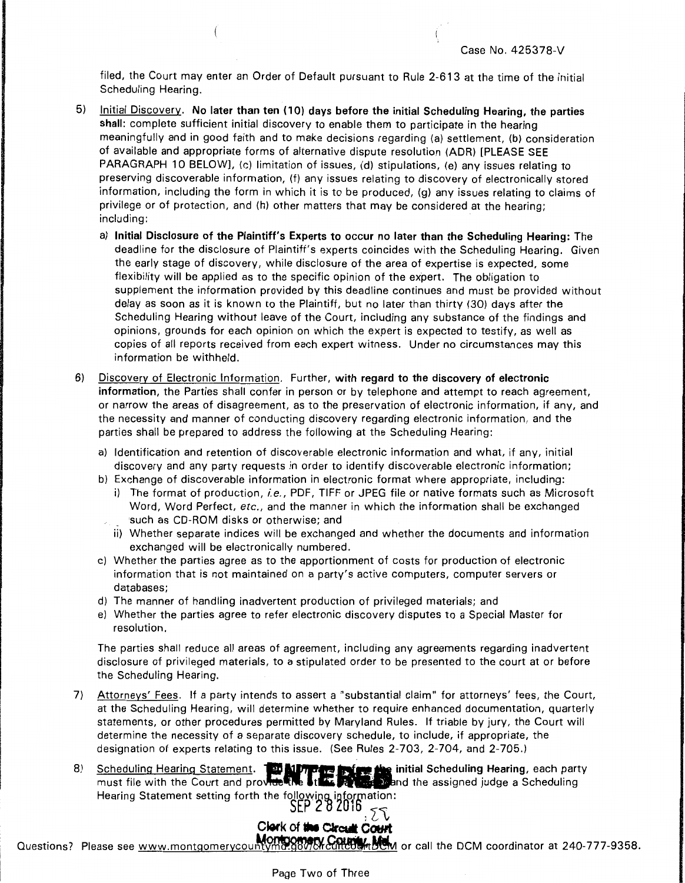filed, the Court may enter an Order of Default pursuant to Rule 2-613 at the time of the initial Scheduling Hearing.

5) Initial Discovery. **No later than ten (10) days before the initial Scheduling Hearing, the parties shall:** complete sufficient initial discovery to enable them to participate in the hearing meaningfully and in good faith and to make decisions regarding (a) settlement, (b) consideration of available and appropriate forms of alternative dispute resolution (ADR) [PLEASE SEE PARAGRAPH 10 BELOW], (c) limitation of issues, (d) stipulations, (e) any issues relating to preserving discoverable information, (f) any issues relating to discovery of electronically stored information, including the form in which it is to be produced, (g) any issues relating to claims of privilege or of protection, and (h) other matters that may be considered at the hearing; including:

   a) **Initial Disclosure of the Plaintiff's Experts to occur no later than the Scheduling Hearing:** The deadline for the disclosure of Plaintiff's experts coincides with the Scheduling Hearing. Given the early stage of discovery, while disclosure of the area of expertise is expected, some flexibility will be applied as to the specific opinion of the expert. The obligation to supplement the information provided by this deadline continues and must be provided without delay as soon as it is known to the Plaintiff, but no later than thirty (30) days after the Scheduling Hearing without leave of the Court, including any substance of the findings and opinions, grounds for each opinion on which the expert is expected to testify, as well as copies of all reports received from each expert witness. Under no circumstances may this information be withheld.

6) Discovery of Electronic Information. Further, **with regard to the discovery of electronic information**, the Parties shall confer in person or by telephone and attempt to reach agreement, or narrow the areas of disagreement, as to the preservation of electronic information, if any, and the necessity and manner of conducting discovery regarding electronic information, and the parties shall be prepared to address the following at the Scheduling Hearing:

   a) Identification and retention of discoverable electronic information and what, if any, initial discovery and any party requests in order to identify discoverable electronic information;
   b) Exchange of discoverable information in electronic format where appropriate, including:
      i) The format of production, *i.e.*, PDF, TIFF or JPEG file or native formats such as Microsoft Word, Word Perfect, *etc.*, and the manner in which the information shall be exchanged such as CD-ROM disks or otherwise; and
      ii) Whether separate indices will be exchanged and whether the documents and information exchanged will be electronically numbered.
   c) Whether the parties agree as to the apportionment of costs for production of electronic information that is not maintained on a party's active computers, computer servers or databases;
   d) The manner of handling inadvertent production of privileged materials; and
   e) Whether the parties agree to refer electronic discovery disputes to a Special Master for resolution.

   The parties shall reduce all areas of agreement, including any agreements regarding inadvertent disclosure of privileged materials, to a stipulated order to be presented to the court at or before the Scheduling Hearing.

7) Attorneys' Fees. If a party intends to assert a "substantial claim" for attorneys' fees, the Court, at the Scheduling Hearing, will determine whether to require enhanced documentation, quarterly statements, or other procedures permitted by Maryland Rules. If triable by jury, the Court will determine the necessity of a separate discovery schedule, to include, if appropriate, the designation of experts relating to this issue. (See Rules 2-703, 2-704, and 2-705.)

8) Scheduling Hearing Statement. **[...] before the initial Scheduling Hearing,** each party must file with the Court and provide the [...] and the assigned judge a Scheduling Hearing Statement setting forth the following information:

ENTERED
SEP 28 2016
Clerk of the Circuit Court
Montgomery County, Md.

Questions? Please see www.montgomerycountymd.gov/circuitcourt/DCM or call the DCM coordinator at 240-777-9358.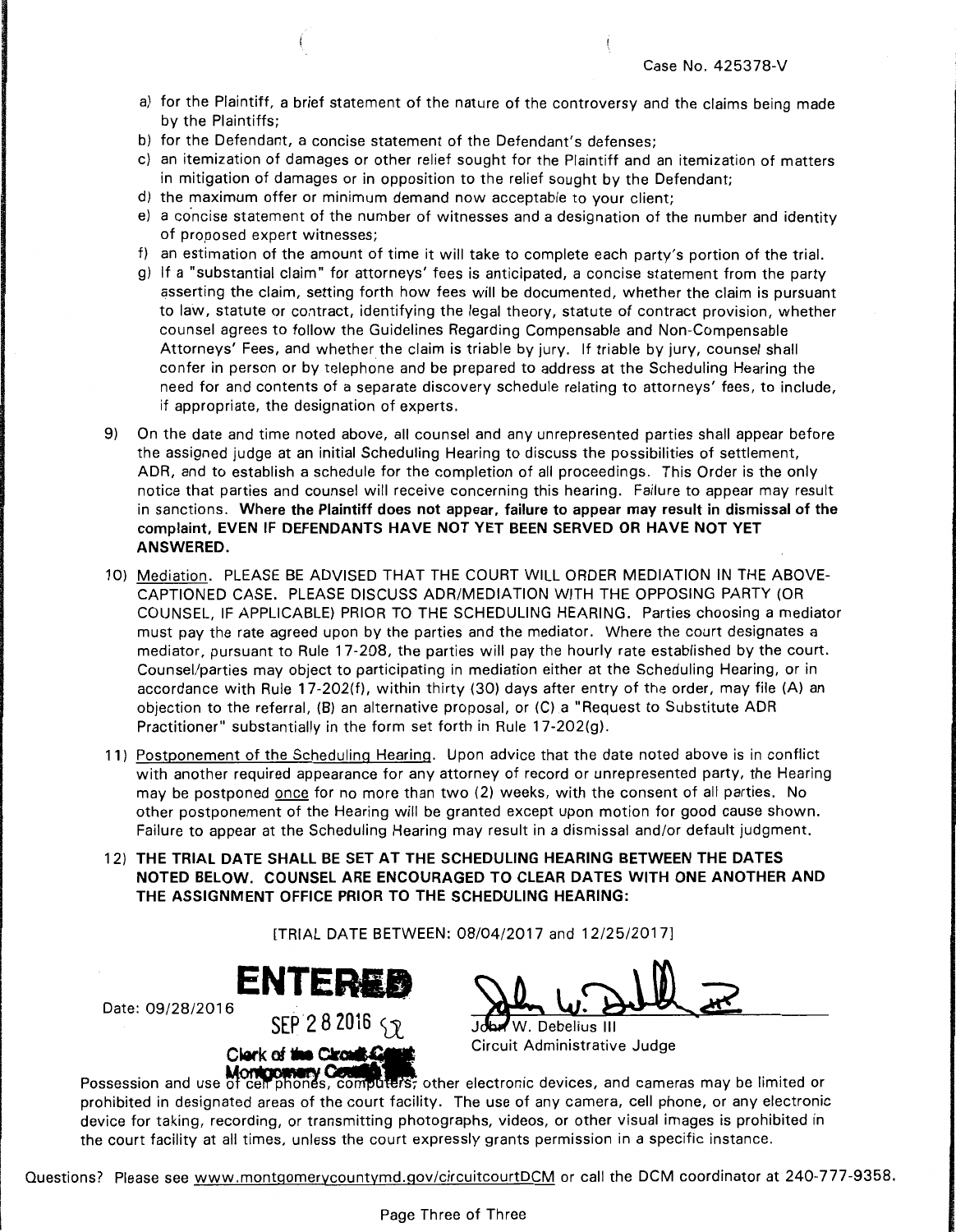Case No. 425378-V

a) for the Plaintiff, a brief statement of the nature of the controversy and the claims being made by the Plaintiffs;
b) for the Defendant, a concise statement of the Defendant's defenses;
c) an itemization of damages or other relief sought for the Plaintiff and an itemization of matters in mitigation of damages or in opposition to the relief sought by the Defendant;
d) the maximum offer or minimum demand now acceptable to your client;
e) a concise statement of the number of witnesses and a designation of the number and identity of proposed expert witnesses;
f) an estimation of the amount of time it will take to complete each party's portion of the trial.
g) If a "substantial claim" for attorneys' fees is anticipated, a concise statement from the party asserting the claim, setting forth how fees will be documented, whether the claim is pursuant to law, statute or contract, identifying the legal theory, statute of contract provision, whether counsel agrees to follow the Guidelines Regarding Compensable and Non-Compensable Attorneys' Fees, and whether the claim is triable by jury. If triable by jury, counsel shall confer in person or by telephone and be prepared to address at the Scheduling Hearing the need for and contents of a separate discovery schedule relating to attorneys' fees, to include, if appropriate, the designation of experts.

9) On the date and time noted above, all counsel and any unrepresented parties shall appear before the assigned judge at an initial Scheduling Hearing to discuss the possibilities of settlement, ADR, and to establish a schedule for the completion of all proceedings. This Order is the only notice that parties and counsel will receive concerning this hearing. Failure to appear may result in sanctions. **Where the Plaintiff does not appear, failure to appear may result in dismissal of the complaint, EVEN IF DEFENDANTS HAVE NOT YET BEEN SERVED OR HAVE NOT YET ANSWERED.**

10) Mediation. PLEASE BE ADVISED THAT THE COURT WILL ORDER MEDIATION IN THE ABOVE-CAPTIONED CASE. PLEASE DISCUSS ADR/MEDIATION WITH THE OPPOSING PARTY (OR COUNSEL, IF APPLICABLE) PRIOR TO THE SCHEDULING HEARING. Parties choosing a mediator must pay the rate agreed upon by the parties and the mediator. Where the court designates a mediator, pursuant to Rule 17-208, the parties will pay the hourly rate established by the court. Counsel/parties may object to participating in mediation either at the Scheduling Hearing, or in accordance with Rule 17-202(f), within thirty (30) days after entry of the order, may file (A) an objection to the referral, (B) an alternative proposal, or (C) a "Request to Substitute ADR Practitioner" substantially in the form set forth in Rule 17-202(g).

11) Postponement of the Scheduling Hearing. Upon advice that the date noted above is in conflict with another required appearance for any attorney of record or unrepresented party, the Hearing may be postponed once for no more than two (2) weeks, with the consent of all parties. No other postponement of the Hearing will be granted except upon motion for good cause shown. Failure to appear at the Scheduling Hearing may result in a dismissal and/or default judgment.

12) **THE TRIAL DATE SHALL BE SET AT THE SCHEDULING HEARING BETWEEN THE DATES NOTED BELOW. COUNSEL ARE ENCOURAGED TO CLEAR DATES WITH ONE ANOTHER AND THE ASSIGNMENT OFFICE PRIOR TO THE SCHEDULING HEARING:**

[TRIAL DATE BETWEEN: 08/04/2017 and 12/25/2017]

Date: 09/28/2016

**ENTERED**
SEP 28 2016
Clerk of the Circuit Court
Montgomery County, Md.

John W. Debelius III
Circuit Administrative Judge

Possession and use of cell phones, computers, other electronic devices, and cameras may be limited or prohibited in designated areas of the court facility. The use of any camera, cell phone, or any electronic device for taking, recording, or transmitting photographs, videos, or other visual images is prohibited in the court facility at all times, unless the court expressly grants permission in a specific instance.

Questions? Please see www.montgomerycountymd.gov/circuitcourtDCM or call the DCM coordinator at 240-777-9358.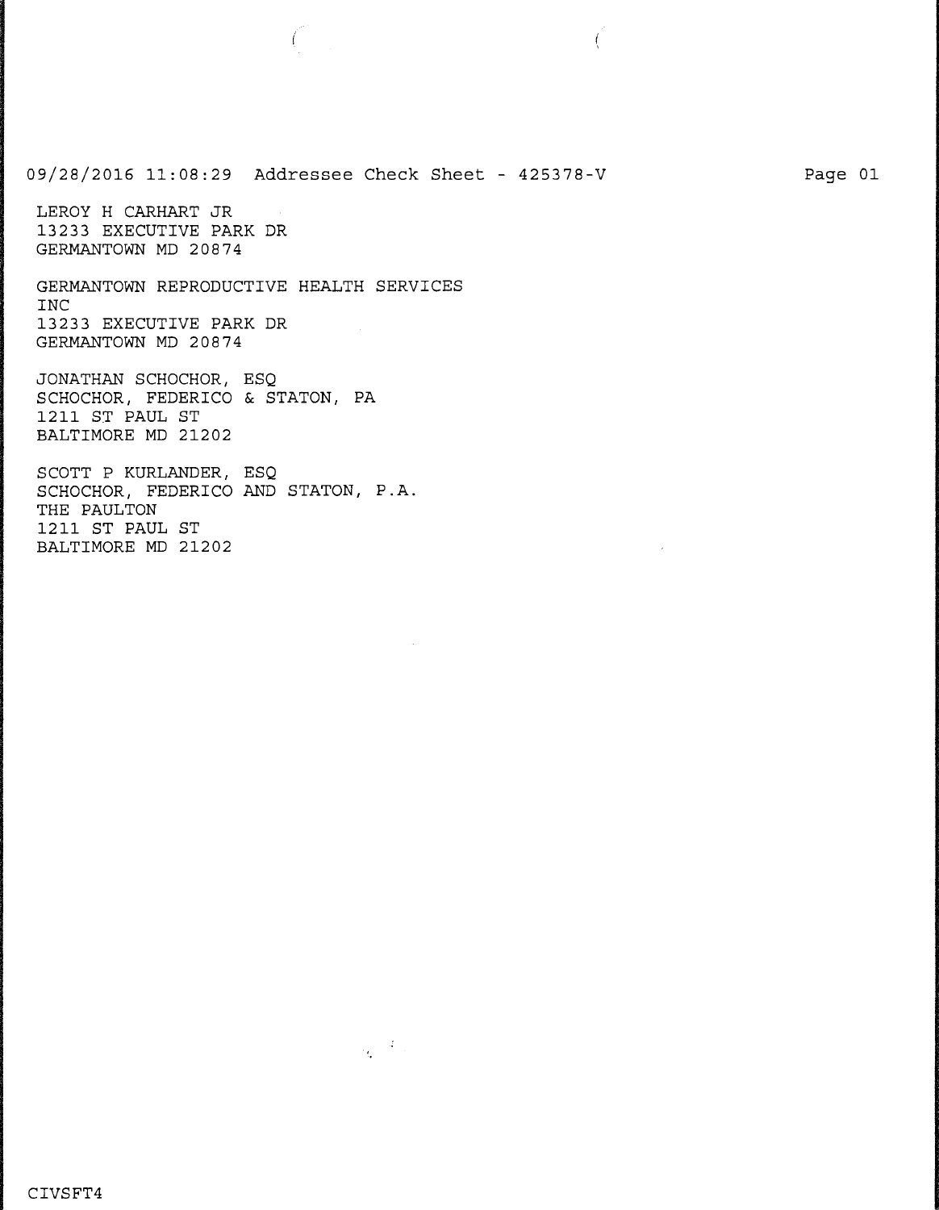09/28/2016 11:08:29 Addressee Check Sheet - 425378-V

LEROY H CARHART JR
13233 EXECUTIVE PARK DR
GERMANTOWN MD 20874

GERMANTOWN REPRODUCTIVE HEALTH SERVICES
INC
13233 EXECUTIVE PARK DR
GERMANTOWN MD 20874

JONATHAN SCHOCHOR, ESQ
SCHOCHOR, FEDERICO & STATON, PA
1211 ST PAUL ST
BALTIMORE MD 21202

SCOTT P KURLANDER, ESQ
SCHOCHOR, FEDERICO AND STATON, P.A.
THE PAULTON
1211 ST PAUL ST
BALTIMORE MD 21202

CIVSFT4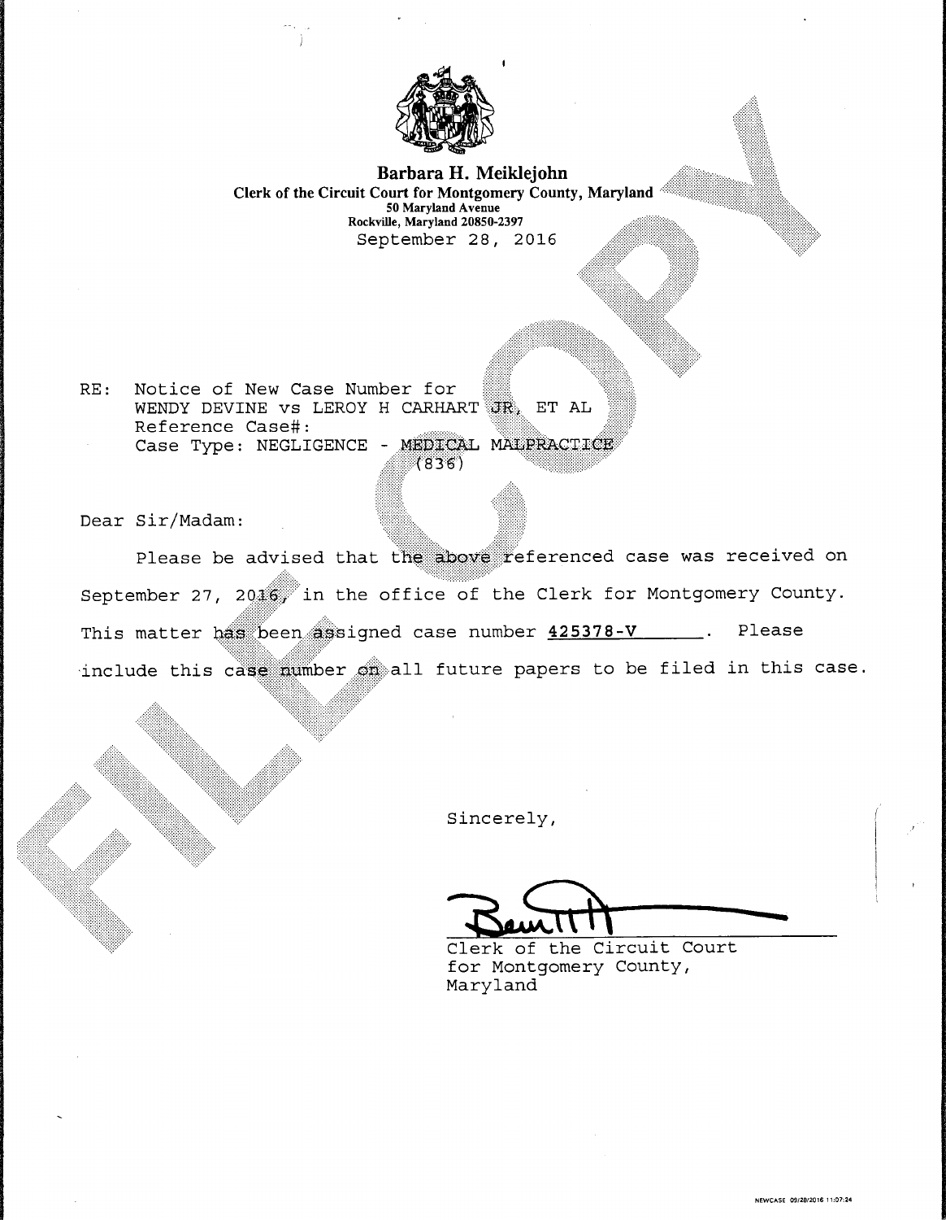**Barbara H. Meiklejohn**
**Clerk of the Circuit Court for Montgomery County, Maryland**
**50 Maryland Avenue**
**Rockville, Maryland 20850-2397**
September 28, 2016

RE: Notice of New Case Number for
WENDY DEVINE vs LEROY H CARHART JR, ET AL
Reference Case#:
Case Type: NEGLIGENCE - MEDICAL MALPRACTICE (836)

Dear Sir/Madam:

Please be advised that the above referenced case was received on September 27, 2016, in the office of the Clerk for Montgomery County. This matter has been assigned case number **425378-V**. Please include this case number on all future papers to be filed in this case.

Sincerely,

Clerk of the Circuit Court
for Montgomery County,
Maryland

FILE COPY

NEWCASE 09/28/2016 11:07:24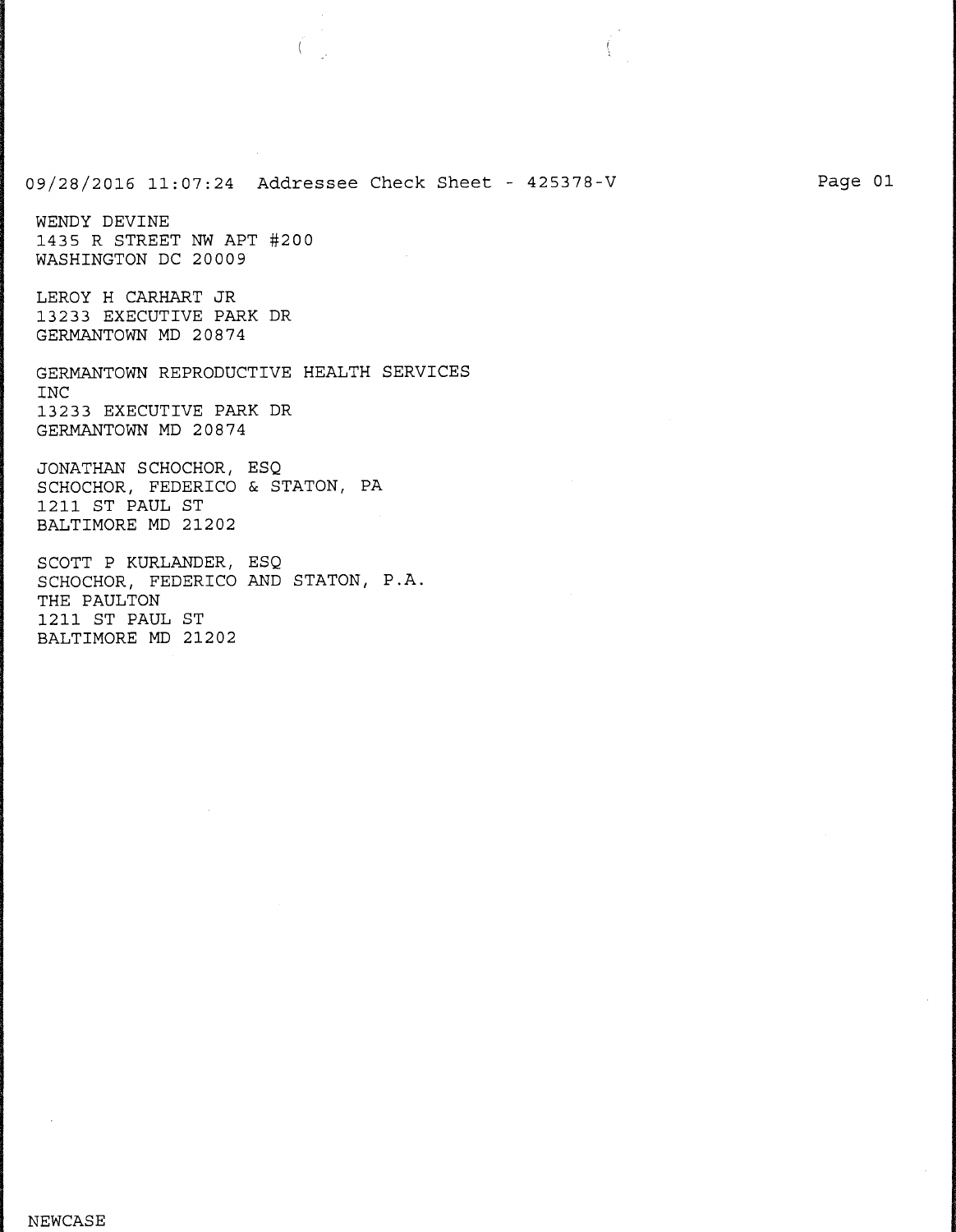09/28/2016 11:07:24 Addressee Check Sheet - 425378-V

WENDY DEVINE
1435 R STREET NW APT #200
WASHINGTON DC 20009

LEROY H CARHART JR
13233 EXECUTIVE PARK DR
GERMANTOWN MD 20874

GERMANTOWN REPRODUCTIVE HEALTH SERVICES
INC
13233 EXECUTIVE PARK DR
GERMANTOWN MD 20874

JONATHAN SCHOCHOR, ESQ
SCHOCHOR, FEDERICO & STATON, PA
1211 ST PAUL ST
BALTIMORE MD 21202

SCOTT P KURLANDER, ESQ
SCHOCHOR, FEDERICO AND STATON, P.A.
THE PAULTON
1211 ST PAUL ST
BALTIMORE MD 21202

NEWCASE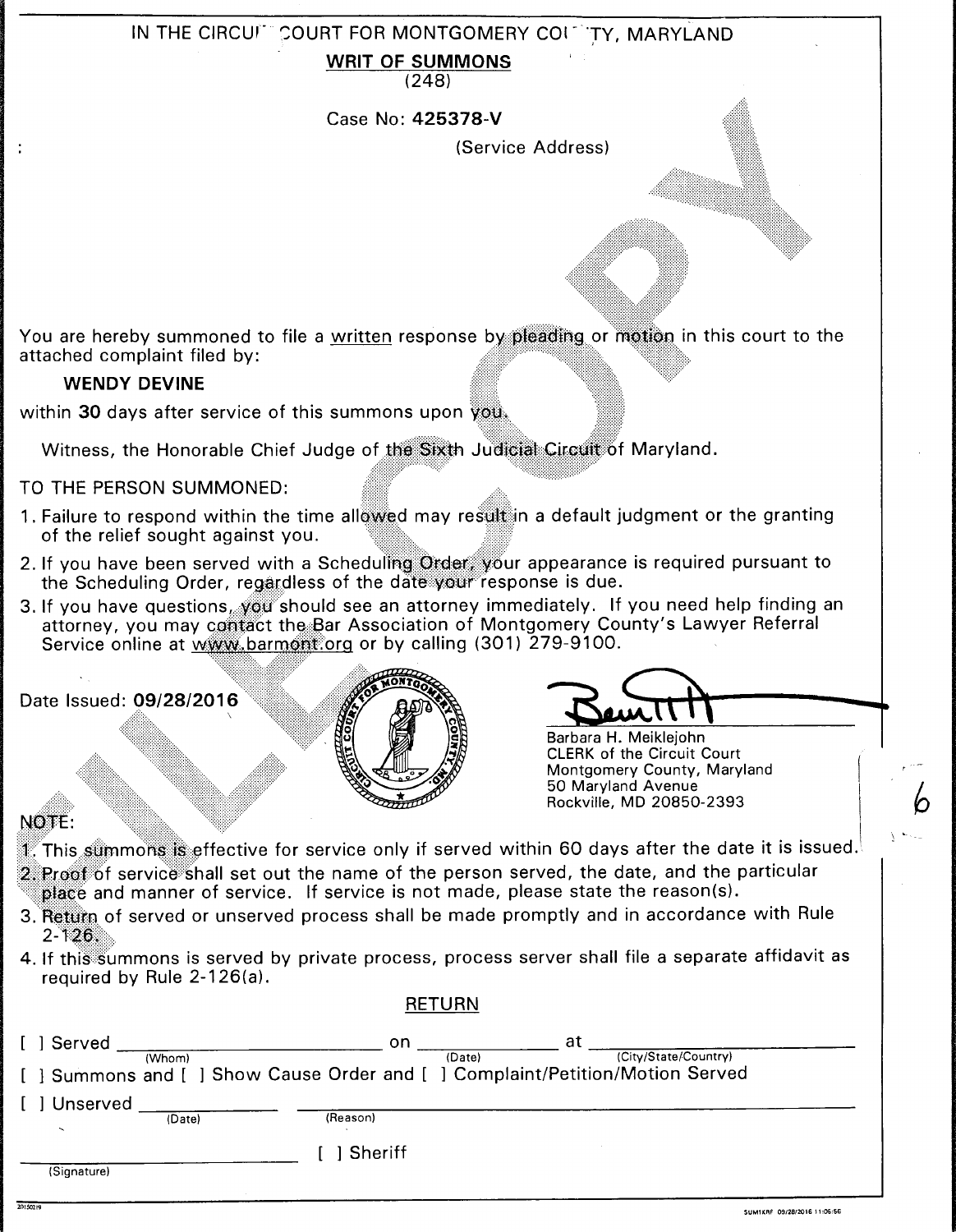IN THE CIRCUIT COURT FOR MONTGOMERY COUNTY, MARYLAND

**WRIT OF SUMMONS**

(248)

Case No: **425378-V**

: (Service Address)

You are hereby summoned to file a written response by pleading or motion in this court to the attached complaint filed by:

**WENDY DEVINE**

within **30** days after service of this summons upon you.

Witness, the Honorable Chief Judge of the Sixth Judicial Circuit of Maryland.

TO THE PERSON SUMMONED:

1. Failure to respond within the time allowed may result in a default judgment or the granting of the relief sought against you.
2. If you have been served with a Scheduling Order, your appearance is required pursuant to the Scheduling Order, regardless of the date your response is due.
3. If you have questions, you should see an attorney immediately. If you need help finding an attorney, you may contact the Bar Association of Montgomery County's Lawyer Referral Service online at www.barmont.org or by calling (301) 279-9100.

Date Issued: **09/28/2016**

Barbara H. Meiklejohn
CLERK of the Circuit Court
Montgomery County, Maryland
50 Maryland Avenue
Rockville, MD 20850-2393

6

NOTE:

1. This summons is effective for service only if served within 60 days after the date it is issued.
2. Proof of service shall set out the name of the person served, the date, and the particular place and manner of service. If service is not made, please state the reason(s).
3. Return of served or unserved process shall be made promptly and in accordance with Rule 2-126.
4. If this summons is served by private process, process server shall file a separate affidavit as required by Rule 2-126(a).

RETURN

[ ] Served ______________ (Whom) on ______________ (Date) at ______________ (City/State/Country)

[ ] Summons and [ ] Show Cause Order and [ ] Complaint/Petition/Motion Served

[ ] Unserved ______________ (Date) ______________ (Reason)

______________ (Signature) [ ] Sheriff

SUM1KRF 09/28/2016 11:06:56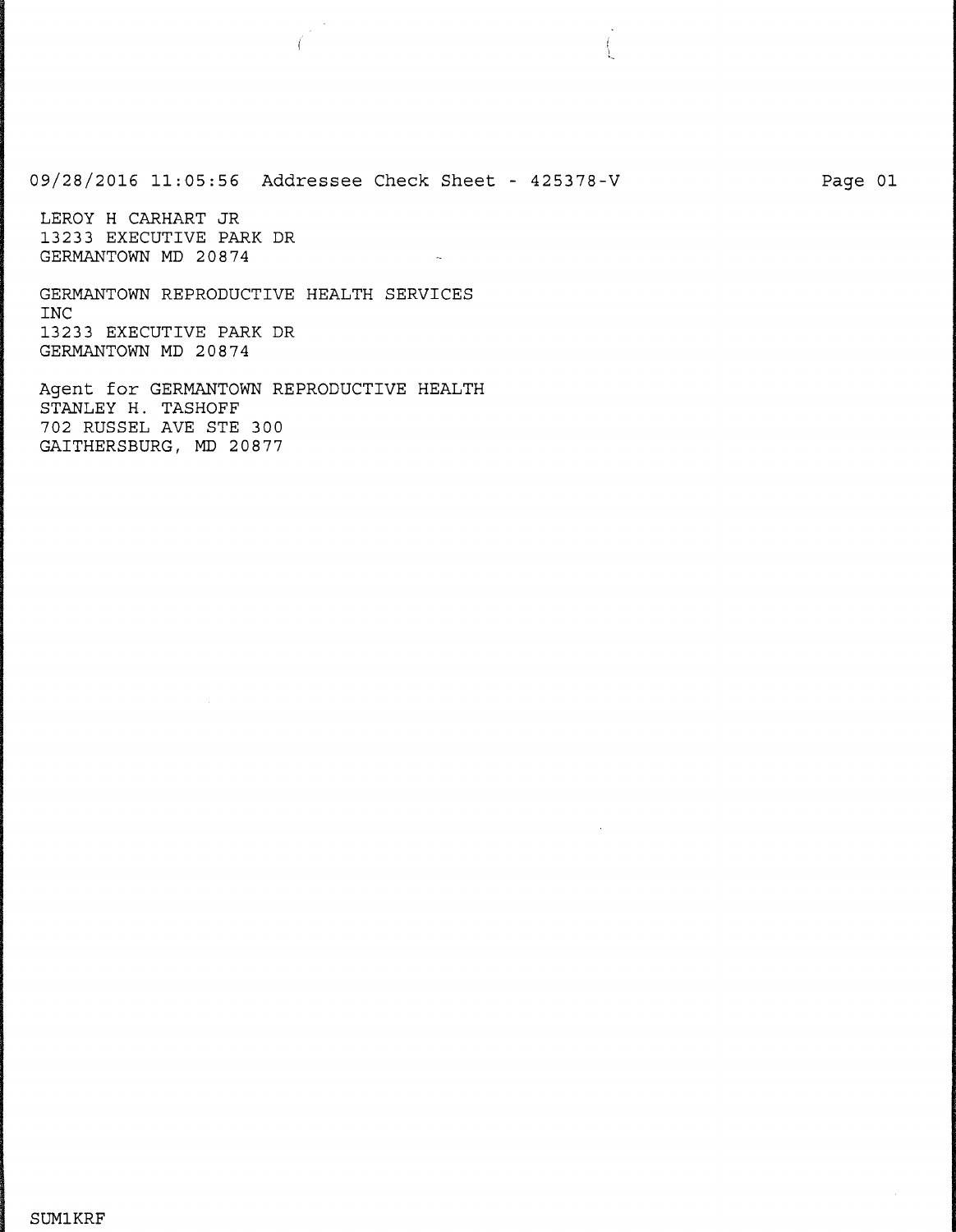09/28/2016 11:05:56 Addressee Check Sheet - 425378-V

LEROY H CARHART JR
13233 EXECUTIVE PARK DR
GERMANTOWN MD 20874

GERMANTOWN REPRODUCTIVE HEALTH SERVICES
INC
13233 EXECUTIVE PARK DR
GERMANTOWN MD 20874

Agent for GERMANTOWN REPRODUCTIVE HEALTH
STANLEY H. TASHOFF
702 RUSSEL AVE STE 300
GAITHERSBURG, MD 20877

SUM1KRF